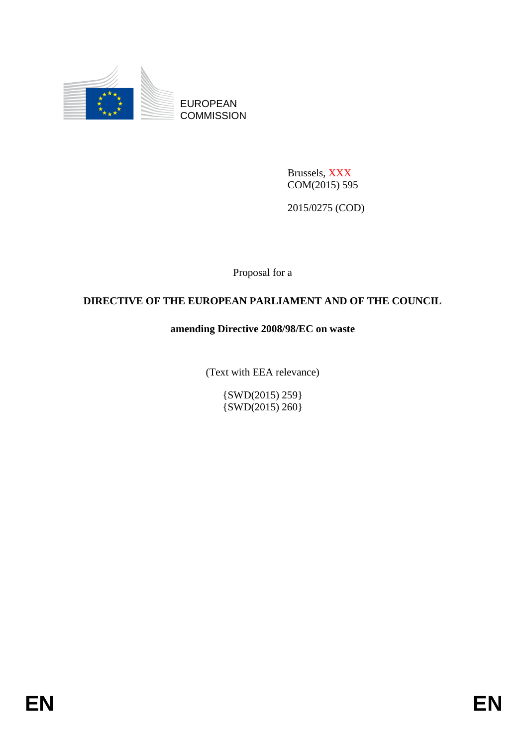EUROPEAN COMMISSION

Brussels, XXX
COM(2015) 595

2015/0275 (COD)

Proposal for a

**DIRECTIVE OF THE EUROPEAN PARLIAMENT AND OF THE COUNCIL**

**amending Directive 2008/98/EC on waste**

(Text with EEA relevance)

{SWD(2015) 259}
{SWD(2015) 260}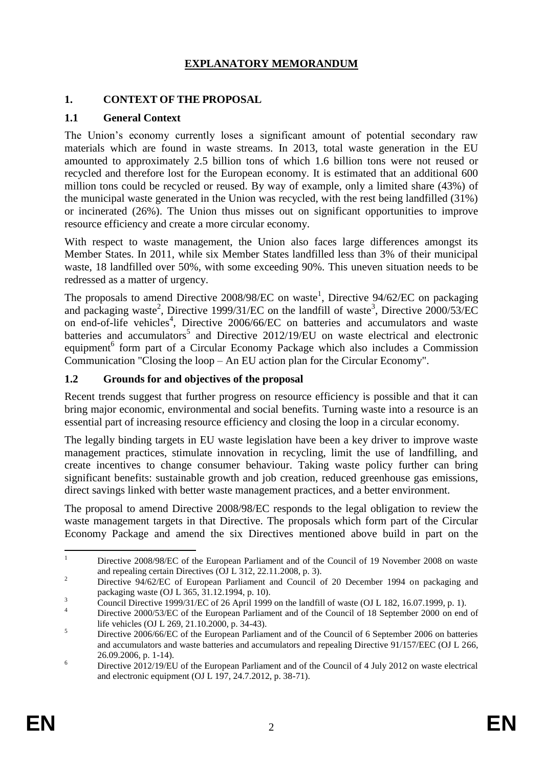# EXPLANATORY MEMORANDUM

## 1. CONTEXT OF THE PROPOSAL

### 1.1 General Context

The Union's economy currently loses a significant amount of potential secondary raw materials which are found in waste streams. In 2013, total waste generation in the EU amounted to approximately 2.5 billion tons of which 1.6 billion tons were not reused or recycled and therefore lost for the European economy. It is estimated that an additional 600 million tons could be recycled or reused. By way of example, only a limited share (43%) of the municipal waste generated in the Union was recycled, with the rest being landfilled (31%) or incinerated (26%). The Union thus misses out on significant opportunities to improve resource efficiency and create a more circular economy.

With respect to waste management, the Union also faces large differences amongst its Member States. In 2011, while six Member States landfilled less than 3% of their municipal waste, 18 landfilled over 50%, with some exceeding 90%. This uneven situation needs to be redressed as a matter of urgency.

The proposals to amend Directive 2008/98/EC on waste[1], Directive 94/62/EC on packaging and packaging waste[2], Directive 1999/31/EC on the landfill of waste[3], Directive 2000/53/EC on end-of-life vehicles[4], Directive 2006/66/EC on batteries and accumulators and waste batteries and accumulators[5] and Directive 2012/19/EU on waste electrical and electronic equipment[6] form part of a Circular Economy Package which also includes a Commission Communication "Closing the loop – An EU action plan for the Circular Economy".

### 1.2 Grounds for and objectives of the proposal

Recent trends suggest that further progress on resource efficiency is possible and that it can bring major economic, environmental and social benefits. Turning waste into a resource is an essential part of increasing resource efficiency and closing the loop in a circular economy.

The legally binding targets in EU waste legislation have been a key driver to improve waste management practices, stimulate innovation in recycling, limit the use of landfilling, and create incentives to change consumer behaviour. Taking waste policy further can bring significant benefits: sustainable growth and job creation, reduced greenhouse gas emissions, direct savings linked with better waste management practices, and a better environment.

The proposal to amend Directive 2008/98/EC responds to the legal obligation to review the waste management targets in that Directive. The proposals which form part of the Circular Economy Package and amend the six Directives mentioned above build in part on the

---

[1] Directive 2008/98/EC of the European Parliament and of the Council of 19 November 2008 on waste and repealing certain Directives (OJ L 312, 22.11.2008, p. 3).

[2] Directive 94/62/EC of European Parliament and Council of 20 December 1994 on packaging and packaging waste (OJ L 365, 31.12.1994, p. 10).

[3] Council Directive 1999/31/EC of 26 April 1999 on the landfill of waste (OJ L 182, 16.07.1999, p. 1).

[4] Directive 2000/53/EC of the European Parliament and of the Council of 18 September 2000 on end of life vehicles (OJ L 269, 21.10.2000, p. 34-43).

[5] Directive 2006/66/EC of the European Parliament and of the Council of 6 September 2006 on batteries and accumulators and waste batteries and accumulators and repealing Directive 91/157/EEC (OJ L 266, 26.09.2006, p. 1-14).

[6] Directive 2012/19/EU of the European Parliament and of the Council of 4 July 2012 on waste electrical and electronic equipment (OJ L 197, 24.7.2012, p. 38-71).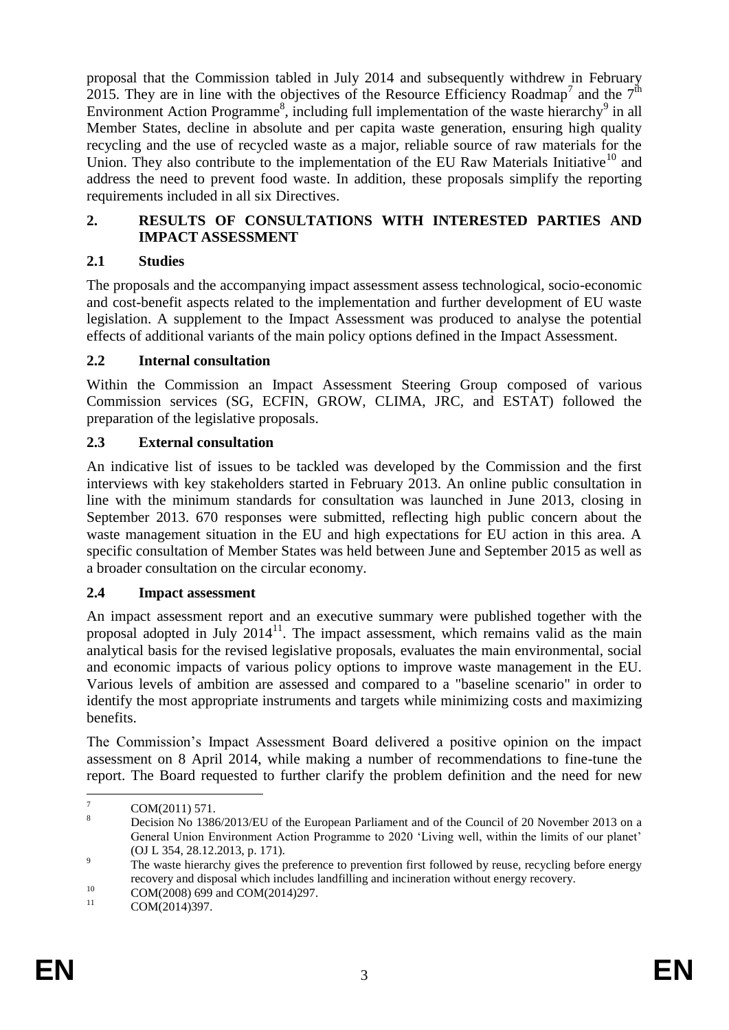proposal that the Commission tabled in July 2014 and subsequently withdrew in February 2015. They are in line with the objectives of the Resource Efficiency Roadmap[7] and the 7th Environment Action Programme[8], including full implementation of the waste hierarchy[9] in all Member States, decline in absolute and per capita waste generation, ensuring high quality recycling and the use of recycled waste as a major, reliable source of raw materials for the Union. They also contribute to the implementation of the EU Raw Materials Initiative[10] and address the need to prevent food waste. In addition, these proposals simplify the reporting requirements included in all six Directives.

## 2. RESULTS OF CONSULTATIONS WITH INTERESTED PARTIES AND IMPACT ASSESSMENT

### 2.1 Studies

The proposals and the accompanying impact assessment assess technological, socio-economic and cost-benefit aspects related to the implementation and further development of EU waste legislation. A supplement to the Impact Assessment was produced to analyse the potential effects of additional variants of the main policy options defined in the Impact Assessment.

### 2.2 Internal consultation

Within the Commission an Impact Assessment Steering Group composed of various Commission services (SG, ECFIN, GROW, CLIMA, JRC, and ESTAT) followed the preparation of the legislative proposals.

### 2.3 External consultation

An indicative list of issues to be tackled was developed by the Commission and the first interviews with key stakeholders started in February 2013. An online public consultation in line with the minimum standards for consultation was launched in June 2013, closing in September 2013. 670 responses were submitted, reflecting high public concern about the waste management situation in the EU and high expectations for EU action in this area. A specific consultation of Member States was held between June and September 2015 as well as a broader consultation on the circular economy.

### 2.4 Impact assessment

An impact assessment report and an executive summary were published together with the proposal adopted in July 2014[11]. The impact assessment, which remains valid as the main analytical basis for the revised legislative proposals, evaluates the main environmental, social and economic impacts of various policy options to improve waste management in the EU. Various levels of ambition are assessed and compared to a "baseline scenario" in order to identify the most appropriate instruments and targets while minimizing costs and maximizing benefits.

The Commission's Impact Assessment Board delivered a positive opinion on the impact assessment on 8 April 2014, while making a number of recommendations to fine-tune the report. The Board requested to further clarify the problem definition and the need for new

---

[7] COM(2011) 571.

[8] Decision No 1386/2013/EU of the European Parliament and of the Council of 20 November 2013 on a General Union Environment Action Programme to 2020 'Living well, within the limits of our planet' (OJ L 354, 28.12.2013, p. 171).

[9] The waste hierarchy gives the preference to prevention first followed by reuse, recycling before energy recovery and disposal which includes landfilling and incineration without energy recovery.

[10] COM(2008) 699 and COM(2014)297.

[11] COM(2014)397.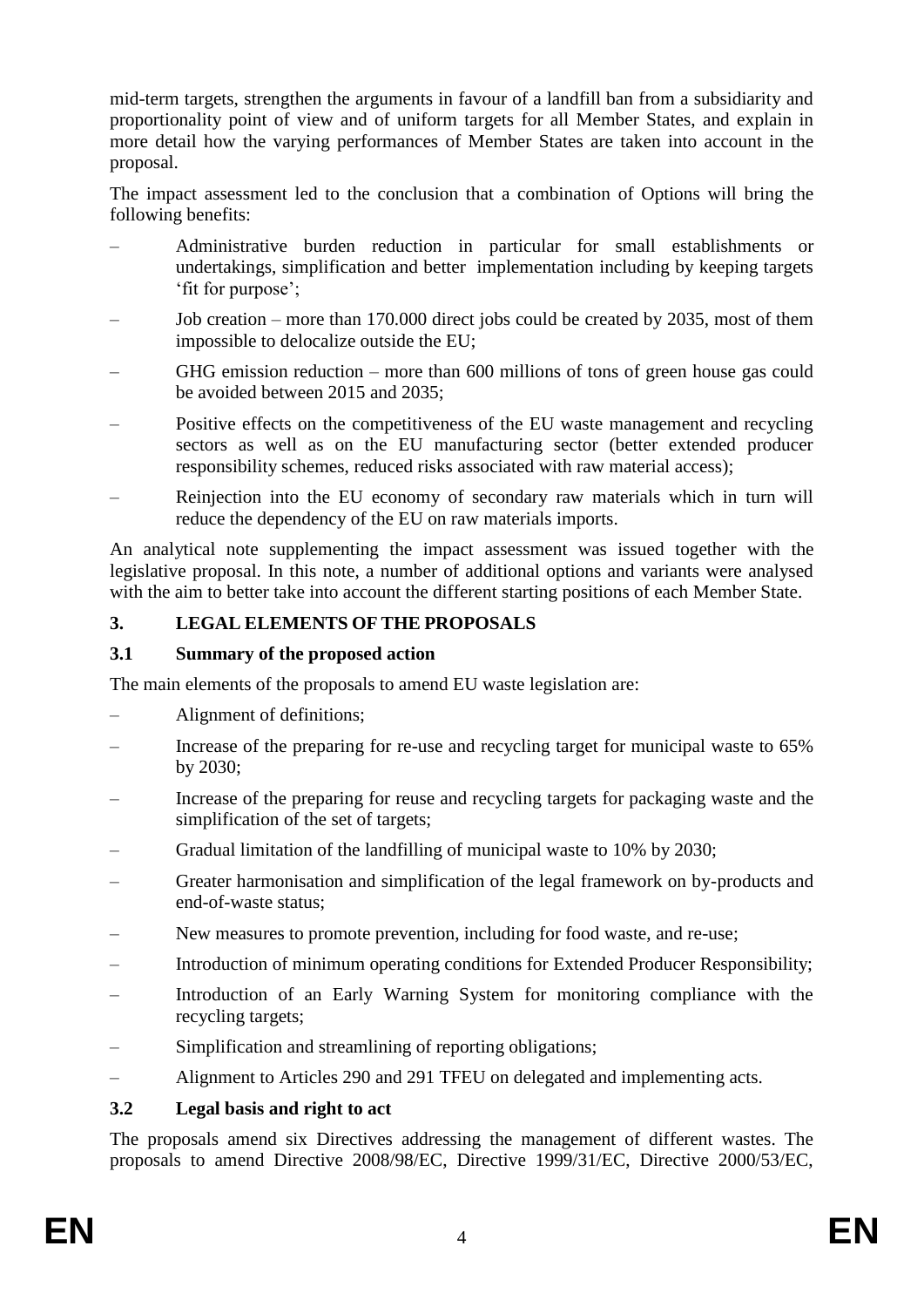mid-term targets, strengthen the arguments in favour of a landfill ban from a subsidiarity and proportionality point of view and of uniform targets for all Member States, and explain in more detail how the varying performances of Member States are taken into account in the proposal.

The impact assessment led to the conclusion that a combination of Options will bring the following benefits:

- Administrative burden reduction in particular for small establishments or undertakings, simplification and better implementation including by keeping targets 'fit for purpose';
- Job creation – more than 170.000 direct jobs could be created by 2035, most of them impossible to delocalize outside the EU;
- GHG emission reduction – more than 600 millions of tons of green house gas could be avoided between 2015 and 2035;
- Positive effects on the competitiveness of the EU waste management and recycling sectors as well as on the EU manufacturing sector (better extended producer responsibility schemes, reduced risks associated with raw material access);
- Reinjection into the EU economy of secondary raw materials which in turn will reduce the dependency of the EU on raw materials imports.

An analytical note supplementing the impact assessment was issued together with the legislative proposal. In this note, a number of additional options and variants were analysed with the aim to better take into account the different starting positions of each Member State.

## 3. LEGAL ELEMENTS OF THE PROPOSALS

### 3.1 Summary of the proposed action

The main elements of the proposals to amend EU waste legislation are:

- Alignment of definitions;
- Increase of the preparing for re-use and recycling target for municipal waste to 65% by 2030;
- Increase of the preparing for reuse and recycling targets for packaging waste and the simplification of the set of targets;
- Gradual limitation of the landfilling of municipal waste to 10% by 2030;
- Greater harmonisation and simplification of the legal framework on by-products and end-of-waste status;
- New measures to promote prevention, including for food waste, and re-use;
- Introduction of minimum operating conditions for Extended Producer Responsibility;
- Introduction of an Early Warning System for monitoring compliance with the recycling targets;
- Simplification and streamlining of reporting obligations;
- Alignment to Articles 290 and 291 TFEU on delegated and implementing acts.

### 3.2 Legal basis and right to act

The proposals amend six Directives addressing the management of different wastes. The proposals to amend Directive 2008/98/EC, Directive 1999/31/EC, Directive 2000/53/EC,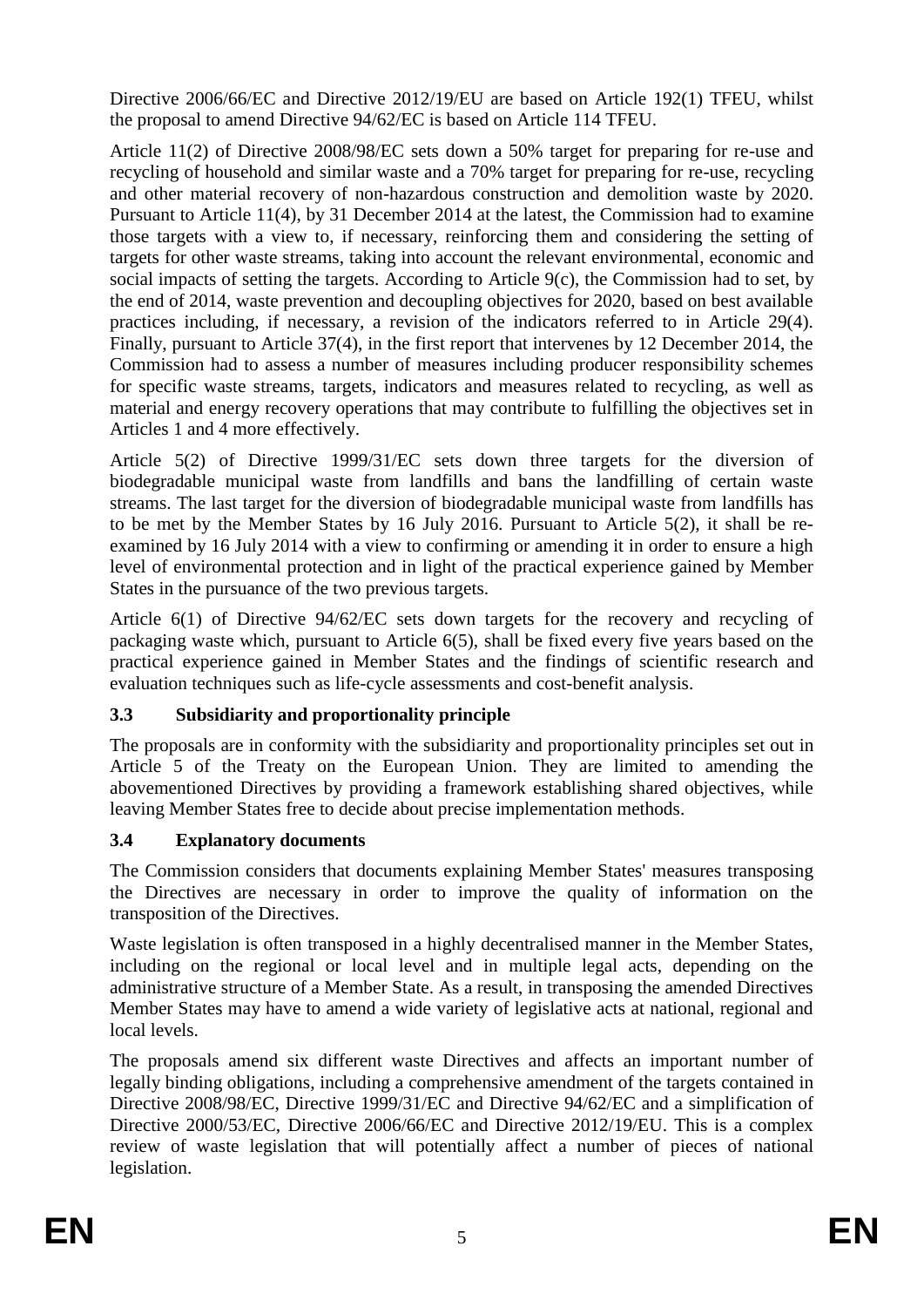Directive 2006/66/EC and Directive 2012/19/EU are based on Article 192(1) TFEU, whilst the proposal to amend Directive 94/62/EC is based on Article 114 TFEU.

Article 11(2) of Directive 2008/98/EC sets down a 50% target for preparing for re-use and recycling of household and similar waste and a 70% target for preparing for re-use, recycling and other material recovery of non-hazardous construction and demolition waste by 2020. Pursuant to Article 11(4), by 31 December 2014 at the latest, the Commission had to examine those targets with a view to, if necessary, reinforcing them and considering the setting of targets for other waste streams, taking into account the relevant environmental, economic and social impacts of setting the targets. According to Article 9(c), the Commission had to set, by the end of 2014, waste prevention and decoupling objectives for 2020, based on best available practices including, if necessary, a revision of the indicators referred to in Article 29(4). Finally, pursuant to Article 37(4), in the first report that intervenes by 12 December 2014, the Commission had to assess a number of measures including producer responsibility schemes for specific waste streams, targets, indicators and measures related to recycling, as well as material and energy recovery operations that may contribute to fulfilling the objectives set in Articles 1 and 4 more effectively.

Article 5(2) of Directive 1999/31/EC sets down three targets for the diversion of biodegradable municipal waste from landfills and bans the landfilling of certain waste streams. The last target for the diversion of biodegradable municipal waste from landfills has to be met by the Member States by 16 July 2016. Pursuant to Article 5(2), it shall be re-examined by 16 July 2014 with a view to confirming or amending it in order to ensure a high level of environmental protection and in light of the practical experience gained by Member States in the pursuance of the two previous targets.

Article 6(1) of Directive 94/62/EC sets down targets for the recovery and recycling of packaging waste which, pursuant to Article 6(5), shall be fixed every five years based on the practical experience gained in Member States and the findings of scientific research and evaluation techniques such as life-cycle assessments and cost-benefit analysis.

### 3.3 Subsidiarity and proportionality principle

The proposals are in conformity with the subsidiarity and proportionality principles set out in Article 5 of the Treaty on the European Union. They are limited to amending the abovementioned Directives by providing a framework establishing shared objectives, while leaving Member States free to decide about precise implementation methods.

### 3.4 Explanatory documents

The Commission considers that documents explaining Member States' measures transposing the Directives are necessary in order to improve the quality of information on the transposition of the Directives.

Waste legislation is often transposed in a highly decentralised manner in the Member States, including on the regional or local level and in multiple legal acts, depending on the administrative structure of a Member State. As a result, in transposing the amended Directives Member States may have to amend a wide variety of legislative acts at national, regional and local levels.

The proposals amend six different waste Directives and affects an important number of legally binding obligations, including a comprehensive amendment of the targets contained in Directive 2008/98/EC, Directive 1999/31/EC and Directive 94/62/EC and a simplification of Directive 2000/53/EC, Directive 2006/66/EC and Directive 2012/19/EU. This is a complex review of waste legislation that will potentially affect a number of pieces of national legislation.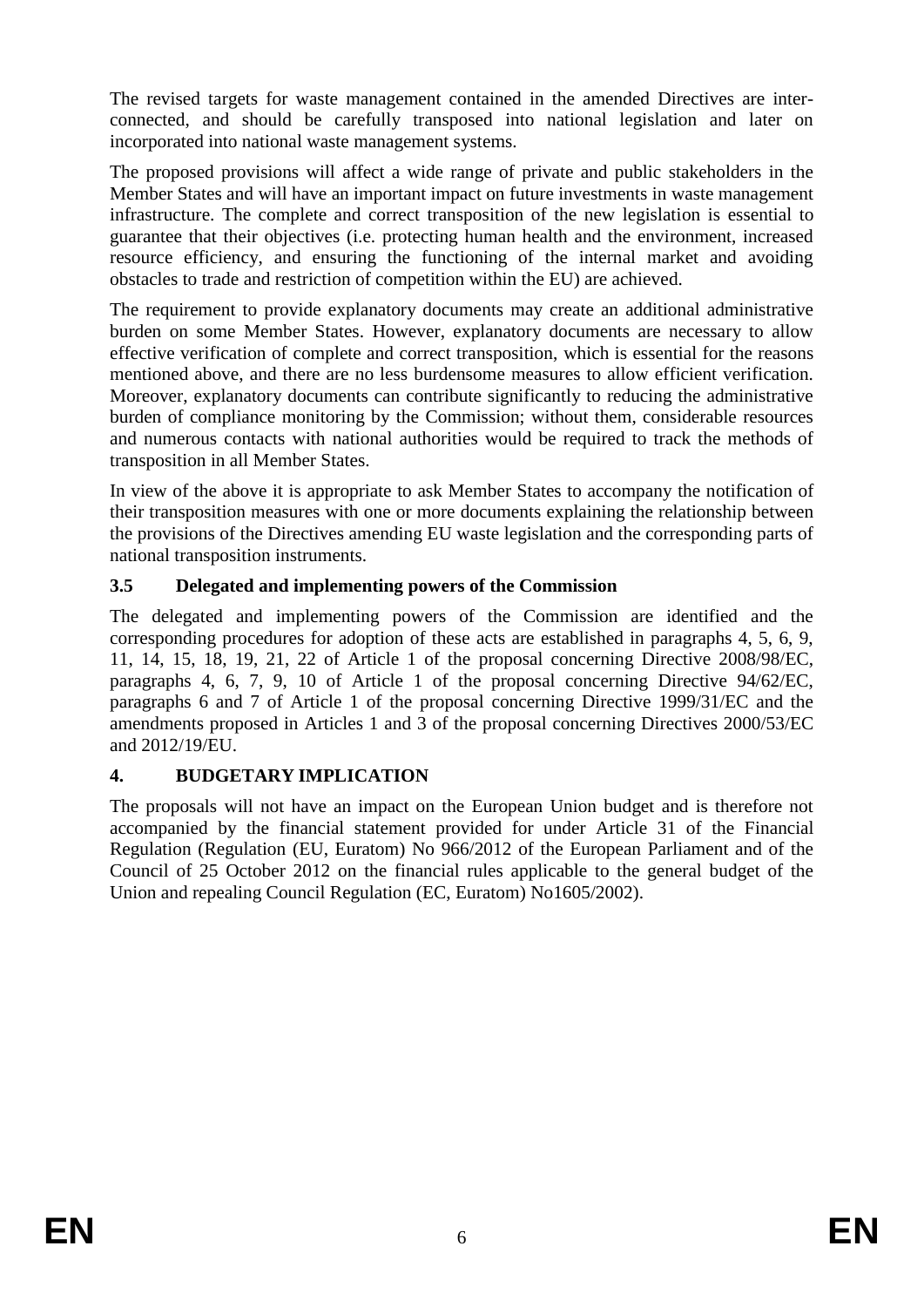The revised targets for waste management contained in the amended Directives are inter-connected, and should be carefully transposed into national legislation and later on incorporated into national waste management systems.

The proposed provisions will affect a wide range of private and public stakeholders in the Member States and will have an important impact on future investments in waste management infrastructure. The complete and correct transposition of the new legislation is essential to guarantee that their objectives (i.e. protecting human health and the environment, increased resource efficiency, and ensuring the functioning of the internal market and avoiding obstacles to trade and restriction of competition within the EU) are achieved.

The requirement to provide explanatory documents may create an additional administrative burden on some Member States. However, explanatory documents are necessary to allow effective verification of complete and correct transposition, which is essential for the reasons mentioned above, and there are no less burdensome measures to allow efficient verification. Moreover, explanatory documents can contribute significantly to reducing the administrative burden of compliance monitoring by the Commission; without them, considerable resources and numerous contacts with national authorities would be required to track the methods of transposition in all Member States.

In view of the above it is appropriate to ask Member States to accompany the notification of their transposition measures with one or more documents explaining the relationship between the provisions of the Directives amending EU waste legislation and the corresponding parts of national transposition instruments.

### 3.5 Delegated and implementing powers of the Commission

The delegated and implementing powers of the Commission are identified and the corresponding procedures for adoption of these acts are established in paragraphs 4, 5, 6, 9, 11, 14, 15, 18, 19, 21, 22 of Article 1 of the proposal concerning Directive 2008/98/EC, paragraphs 4, 6, 7, 9, 10 of Article 1 of the proposal concerning Directive 94/62/EC, paragraphs 6 and 7 of Article 1 of the proposal concerning Directive 1999/31/EC and the amendments proposed in Articles 1 and 3 of the proposal concerning Directives 2000/53/EC and 2012/19/EU.

## 4. BUDGETARY IMPLICATION

The proposals will not have an impact on the European Union budget and is therefore not accompanied by the financial statement provided for under Article 31 of the Financial Regulation (Regulation (EU, Euratom) No 966/2012 of the European Parliament and of the Council of 25 October 2012 on the financial rules applicable to the general budget of the Union and repealing Council Regulation (EC, Euratom) No1605/2002).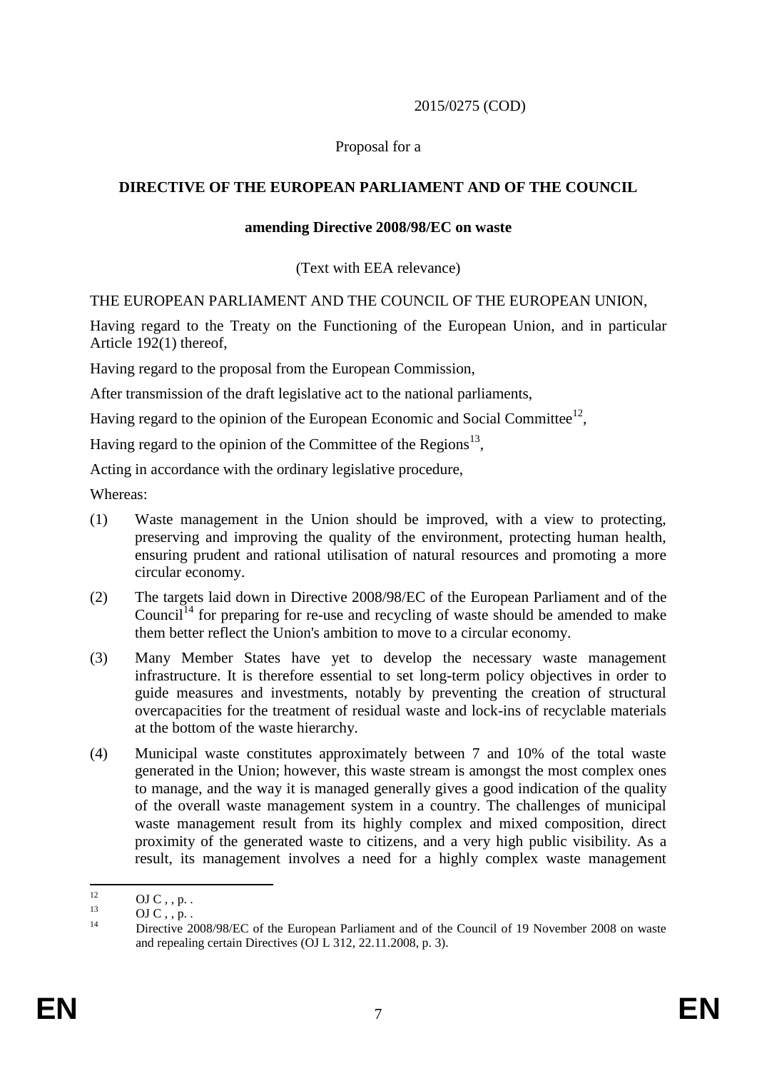2015/0275 (COD)

Proposal for a

**DIRECTIVE OF THE EUROPEAN PARLIAMENT AND OF THE COUNCIL**

**amending Directive 2008/98/EC on waste**

(Text with EEA relevance)

THE EUROPEAN PARLIAMENT AND THE COUNCIL OF THE EUROPEAN UNION,

Having regard to the Treaty on the Functioning of the European Union, and in particular Article 192(1) thereof,

Having regard to the proposal from the European Commission,

After transmission of the draft legislative act to the national parliaments,

Having regard to the opinion of the European Economic and Social Committee[12],

Having regard to the opinion of the Committee of the Regions[13],

Acting in accordance with the ordinary legislative procedure,

Whereas:

(1) Waste management in the Union should be improved, with a view to protecting, preserving and improving the quality of the environment, protecting human health, ensuring prudent and rational utilisation of natural resources and promoting a more circular economy.

(2) The targets laid down in Directive 2008/98/EC of the European Parliament and of the Council[14] for preparing for re-use and recycling of waste should be amended to make them better reflect the Union's ambition to move to a circular economy.

(3) Many Member States have yet to develop the necessary waste management infrastructure. It is therefore essential to set long-term policy objectives in order to guide measures and investments, notably by preventing the creation of structural overcapacities for the treatment of residual waste and lock-ins of recyclable materials at the bottom of the waste hierarchy.

(4) Municipal waste constitutes approximately between 7 and 10% of the total waste generated in the Union; however, this waste stream is amongst the most complex ones to manage, and the way it is managed generally gives a good indication of the quality of the overall waste management system in a country. The challenges of municipal waste management result from its highly complex and mixed composition, direct proximity of the generated waste to citizens, and a very high public visibility. As a result, its management involves a need for a highly complex waste management

---

[12] OJ C , , p. .

[13] OJ C , , p. .

[14] Directive 2008/98/EC of the European Parliament and of the Council of 19 November 2008 on waste and repealing certain Directives (OJ L 312, 22.11.2008, p. 3).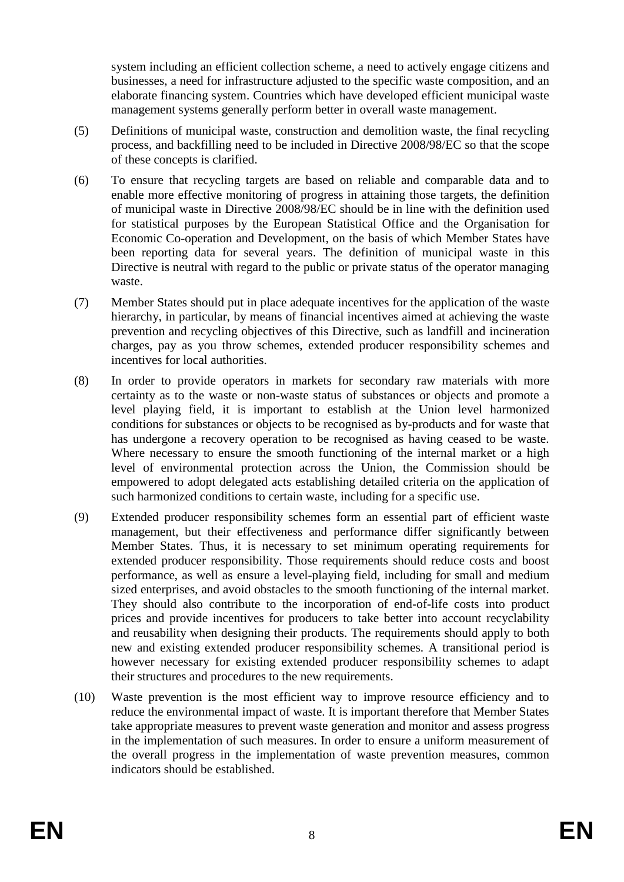system including an efficient collection scheme, a need to actively engage citizens and businesses, a need for infrastructure adjusted to the specific waste composition, and an elaborate financing system. Countries which have developed efficient municipal waste management systems generally perform better in overall waste management.

(5) Definitions of municipal waste, construction and demolition waste, the final recycling process, and backfilling need to be included in Directive 2008/98/EC so that the scope of these concepts is clarified.

(6) To ensure that recycling targets are based on reliable and comparable data and to enable more effective monitoring of progress in attaining those targets, the definition of municipal waste in Directive 2008/98/EC should be in line with the definition used for statistical purposes by the European Statistical Office and the Organisation for Economic Co-operation and Development, on the basis of which Member States have been reporting data for several years. The definition of municipal waste in this Directive is neutral with regard to the public or private status of the operator managing waste.

(7) Member States should put in place adequate incentives for the application of the waste hierarchy, in particular, by means of financial incentives aimed at achieving the waste prevention and recycling objectives of this Directive, such as landfill and incineration charges, pay as you throw schemes, extended producer responsibility schemes and incentives for local authorities.

(8) In order to provide operators in markets for secondary raw materials with more certainty as to the waste or non-waste status of substances or objects and promote a level playing field, it is important to establish at the Union level harmonized conditions for substances or objects to be recognised as by-products and for waste that has undergone a recovery operation to be recognised as having ceased to be waste. Where necessary to ensure the smooth functioning of the internal market or a high level of environmental protection across the Union, the Commission should be empowered to adopt delegated acts establishing detailed criteria on the application of such harmonized conditions to certain waste, including for a specific use.

(9) Extended producer responsibility schemes form an essential part of efficient waste management, but their effectiveness and performance differ significantly between Member States. Thus, it is necessary to set minimum operating requirements for extended producer responsibility. Those requirements should reduce costs and boost performance, as well as ensure a level-playing field, including for small and medium sized enterprises, and avoid obstacles to the smooth functioning of the internal market. They should also contribute to the incorporation of end-of-life costs into product prices and provide incentives for producers to take better into account recyclability and reusability when designing their products. The requirements should apply to both new and existing extended producer responsibility schemes. A transitional period is however necessary for existing extended producer responsibility schemes to adapt their structures and procedures to the new requirements.

(10) Waste prevention is the most efficient way to improve resource efficiency and to reduce the environmental impact of waste. It is important therefore that Member States take appropriate measures to prevent waste generation and monitor and assess progress in the implementation of such measures. In order to ensure a uniform measurement of the overall progress in the implementation of waste prevention measures, common indicators should be established.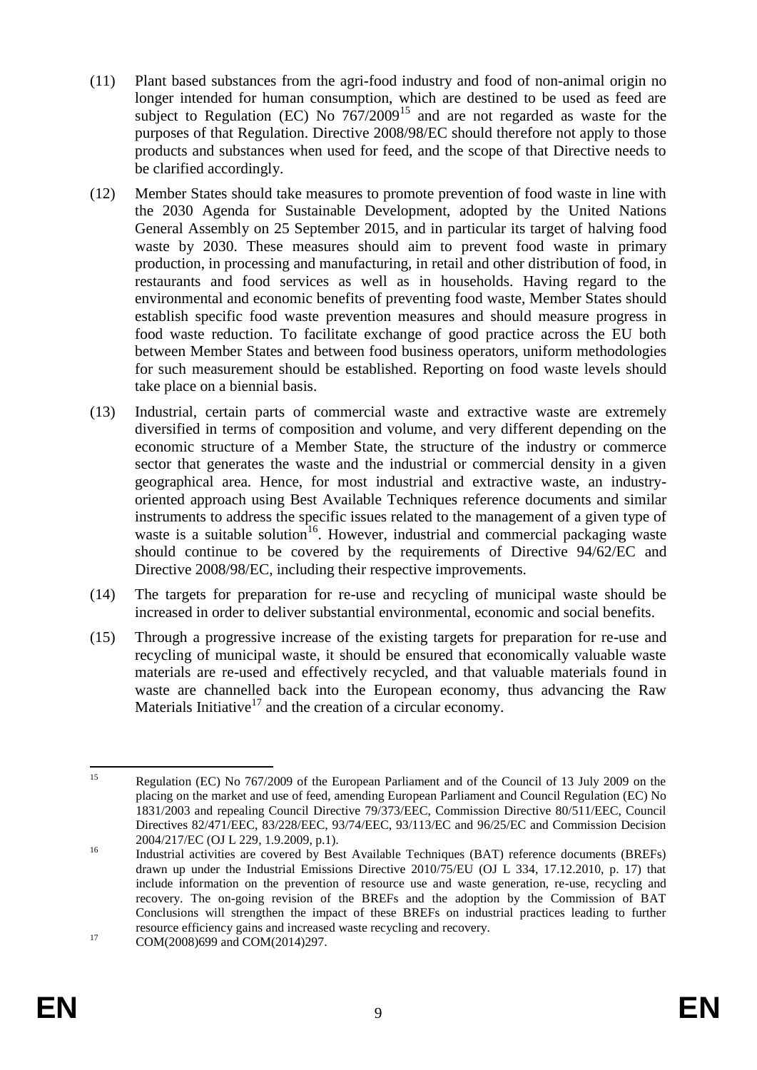(11) Plant based substances from the agri-food industry and food of non-animal origin no longer intended for human consumption, which are destined to be used as feed are subject to Regulation (EC) No 767/2009[15] and are not regarded as waste for the purposes of that Regulation. Directive 2008/98/EC should therefore not apply to those products and substances when used for feed, and the scope of that Directive needs to be clarified accordingly.

(12) Member States should take measures to promote prevention of food waste in line with the 2030 Agenda for Sustainable Development, adopted by the United Nations General Assembly on 25 September 2015, and in particular its target of halving food waste by 2030. These measures should aim to prevent food waste in primary production, in processing and manufacturing, in retail and other distribution of food, in restaurants and food services as well as in households. Having regard to the environmental and economic benefits of preventing food waste, Member States should establish specific food waste prevention measures and should measure progress in food waste reduction. To facilitate exchange of good practice across the EU both between Member States and between food business operators, uniform methodologies for such measurement should be established. Reporting on food waste levels should take place on a biennial basis.

(13) Industrial, certain parts of commercial waste and extractive waste are extremely diversified in terms of composition and volume, and very different depending on the economic structure of a Member State, the structure of the industry or commerce sector that generates the waste and the industrial or commercial density in a given geographical area. Hence, for most industrial and extractive waste, an industry-oriented approach using Best Available Techniques reference documents and similar instruments to address the specific issues related to the management of a given type of waste is a suitable solution[16]. However, industrial and commercial packaging waste should continue to be covered by the requirements of Directive 94/62/EC and Directive 2008/98/EC, including their respective improvements.

(14) The targets for preparation for re-use and recycling of municipal waste should be increased in order to deliver substantial environmental, economic and social benefits.

(15) Through a progressive increase of the existing targets for preparation for re-use and recycling of municipal waste, it should be ensured that economically valuable waste materials are re-used and effectively recycled, and that valuable materials found in waste are channelled back into the European economy, thus advancing the Raw Materials Initiative[17] and the creation of a circular economy.

---

[15] Regulation (EC) No 767/2009 of the European Parliament and of the Council of 13 July 2009 on the placing on the market and use of feed, amending European Parliament and Council Regulation (EC) No 1831/2003 and repealing Council Directive 79/373/EEC, Commission Directive 80/511/EEC, Council Directives 82/471/EEC, 83/228/EEC, 93/74/EEC, 93/113/EC and 96/25/EC and Commission Decision 2004/217/EC (OJ L 229, 1.9.2009, p.1).

[16] Industrial activities are covered by Best Available Techniques (BAT) reference documents (BREFs) drawn up under the Industrial Emissions Directive 2010/75/EU (OJ L 334, 17.12.2010, p. 17) that include information on the prevention of resource use and waste generation, re-use, recycling and recovery. The on-going revision of the BREFs and the adoption by the Commission of BAT Conclusions will strengthen the impact of these BREFs on industrial practices leading to further resource efficiency gains and increased waste recycling and recovery.

[17] COM(2008)699 and COM(2014)297.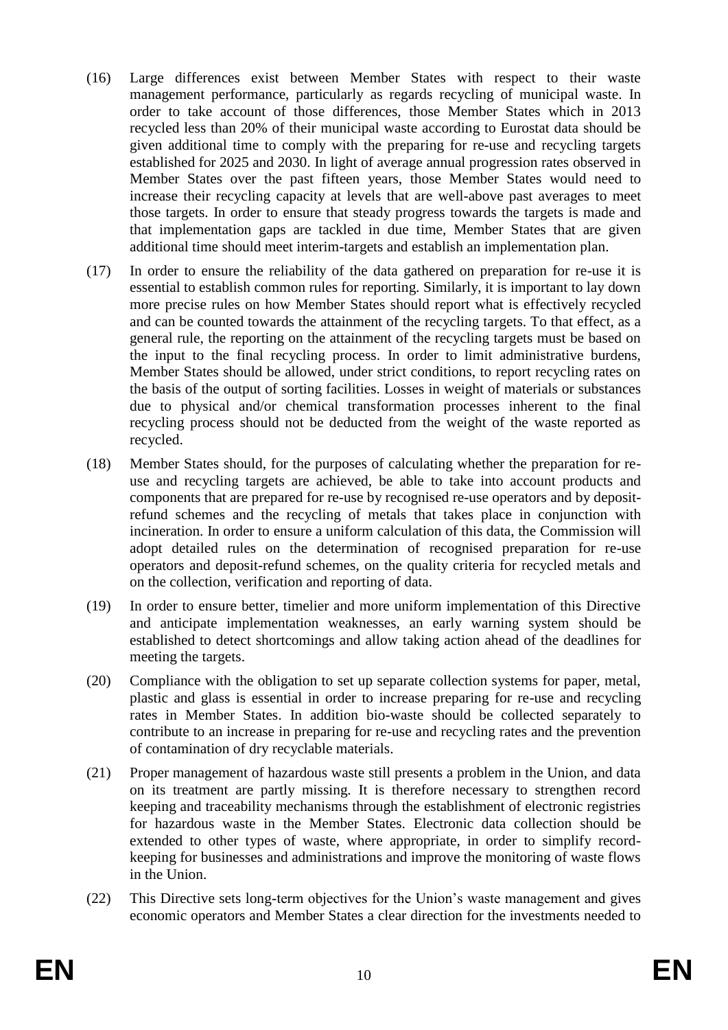(16) Large differences exist between Member States with respect to their waste management performance, particularly as regards recycling of municipal waste. In order to take account of those differences, those Member States which in 2013 recycled less than 20% of their municipal waste according to Eurostat data should be given additional time to comply with the preparing for re-use and recycling targets established for 2025 and 2030. In light of average annual progression rates observed in Member States over the past fifteen years, those Member States would need to increase their recycling capacity at levels that are well-above past averages to meet those targets. In order to ensure that steady progress towards the targets is made and that implementation gaps are tackled in due time, Member States that are given additional time should meet interim-targets and establish an implementation plan.

(17) In order to ensure the reliability of the data gathered on preparation for re-use it is essential to establish common rules for reporting. Similarly, it is important to lay down more precise rules on how Member States should report what is effectively recycled and can be counted towards the attainment of the recycling targets. To that effect, as a general rule, the reporting on the attainment of the recycling targets must be based on the input to the final recycling process. In order to limit administrative burdens, Member States should be allowed, under strict conditions, to report recycling rates on the basis of the output of sorting facilities. Losses in weight of materials or substances due to physical and/or chemical transformation processes inherent to the final recycling process should not be deducted from the weight of the waste reported as recycled.

(18) Member States should, for the purposes of calculating whether the preparation for re-use and recycling targets are achieved, be able to take into account products and components that are prepared for re-use by recognised re-use operators and by deposit-refund schemes and the recycling of metals that takes place in conjunction with incineration. In order to ensure a uniform calculation of this data, the Commission will adopt detailed rules on the determination of recognised preparation for re-use operators and deposit-refund schemes, on the quality criteria for recycled metals and on the collection, verification and reporting of data.

(19) In order to ensure better, timelier and more uniform implementation of this Directive and anticipate implementation weaknesses, an early warning system should be established to detect shortcomings and allow taking action ahead of the deadlines for meeting the targets.

(20) Compliance with the obligation to set up separate collection systems for paper, metal, plastic and glass is essential in order to increase preparing for re-use and recycling rates in Member States. In addition bio-waste should be collected separately to contribute to an increase in preparing for re-use and recycling rates and the prevention of contamination of dry recyclable materials.

(21) Proper management of hazardous waste still presents a problem in the Union, and data on its treatment are partly missing. It is therefore necessary to strengthen record keeping and traceability mechanisms through the establishment of electronic registries for hazardous waste in the Member States. Electronic data collection should be extended to other types of waste, where appropriate, in order to simplify record-keeping for businesses and administrations and improve the monitoring of waste flows in the Union.

(22) This Directive sets long-term objectives for the Union's waste management and gives economic operators and Member States a clear direction for the investments needed to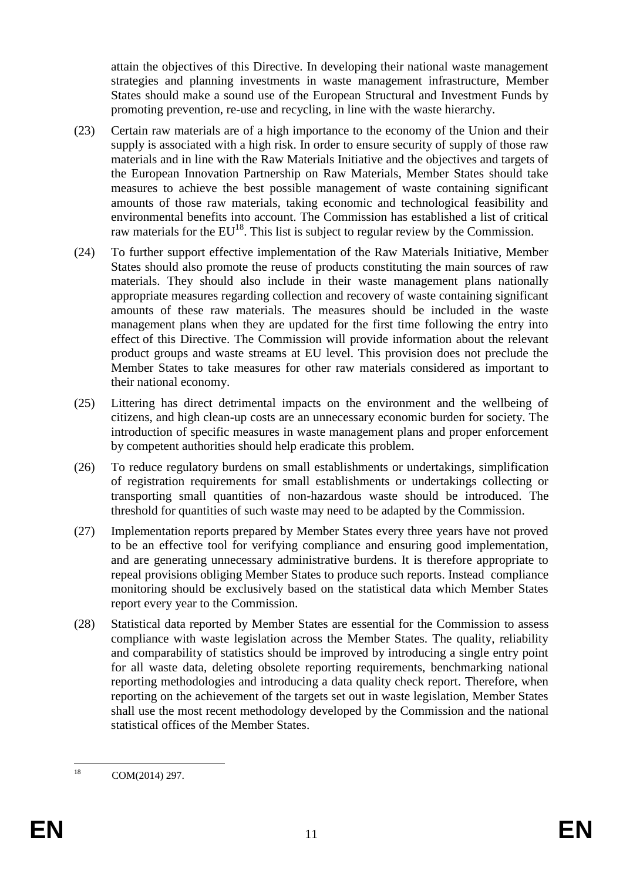attain the objectives of this Directive. In developing their national waste management strategies and planning investments in waste management infrastructure, Member States should make a sound use of the European Structural and Investment Funds by promoting prevention, re-use and recycling, in line with the waste hierarchy.

(23) Certain raw materials are of a high importance to the economy of the Union and their supply is associated with a high risk. In order to ensure security of supply of those raw materials and in line with the Raw Materials Initiative and the objectives and targets of the European Innovation Partnership on Raw Materials, Member States should take measures to achieve the best possible management of waste containing significant amounts of those raw materials, taking economic and technological feasibility and environmental benefits into account. The Commission has established a list of critical raw materials for the EU[18]. This list is subject to regular review by the Commission.

(24) To further support effective implementation of the Raw Materials Initiative, Member States should also promote the reuse of products constituting the main sources of raw materials. They should also include in their waste management plans nationally appropriate measures regarding collection and recovery of waste containing significant amounts of these raw materials. The measures should be included in the waste management plans when they are updated for the first time following the entry into effect of this Directive. The Commission will provide information about the relevant product groups and waste streams at EU level. This provision does not preclude the Member States to take measures for other raw materials considered as important to their national economy.

(25) Littering has direct detrimental impacts on the environment and the wellbeing of citizens, and high clean-up costs are an unnecessary economic burden for society. The introduction of specific measures in waste management plans and proper enforcement by competent authorities should help eradicate this problem.

(26) To reduce regulatory burdens on small establishments or undertakings, simplification of registration requirements for small establishments or undertakings collecting or transporting small quantities of non-hazardous waste should be introduced. The threshold for quantities of such waste may need to be adapted by the Commission.

(27) Implementation reports prepared by Member States every three years have not proved to be an effective tool for verifying compliance and ensuring good implementation, and are generating unnecessary administrative burdens. It is therefore appropriate to repeal provisions obliging Member States to produce such reports. Instead compliance monitoring should be exclusively based on the statistical data which Member States report every year to the Commission.

(28) Statistical data reported by Member States are essential for the Commission to assess compliance with waste legislation across the Member States. The quality, reliability and comparability of statistics should be improved by introducing a single entry point for all waste data, deleting obsolete reporting requirements, benchmarking national reporting methodologies and introducing a data quality check report. Therefore, when reporting on the achievement of the targets set out in waste legislation, Member States shall use the most recent methodology developed by the Commission and the national statistical offices of the Member States.

---

[18] COM(2014) 297.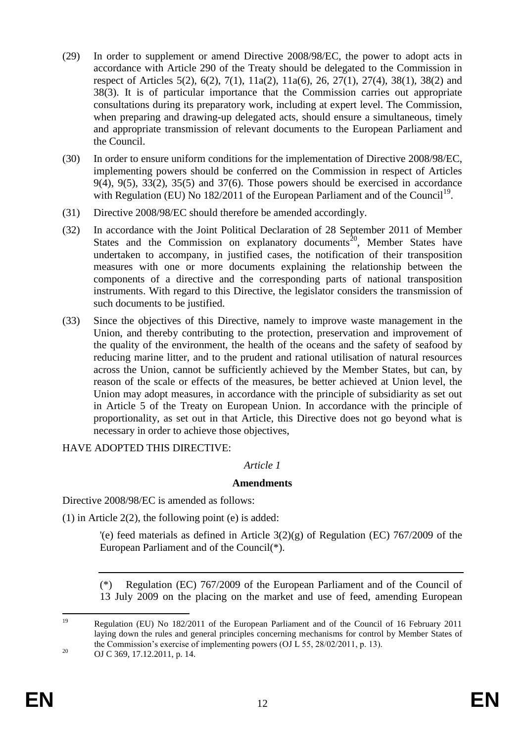(29) In order to supplement or amend Directive 2008/98/EC, the power to adopt acts in accordance with Article 290 of the Treaty should be delegated to the Commission in respect of Articles 5(2), 6(2), 7(1), 11a(2), 11a(6), 26, 27(1), 27(4), 38(1), 38(2) and 38(3). It is of particular importance that the Commission carries out appropriate consultations during its preparatory work, including at expert level. The Commission, when preparing and drawing-up delegated acts, should ensure a simultaneous, timely and appropriate transmission of relevant documents to the European Parliament and the Council.

(30) In order to ensure uniform conditions for the implementation of Directive 2008/98/EC, implementing powers should be conferred on the Commission in respect of Articles 9(4), 9(5), 33(2), 35(5) and 37(6). Those powers should be exercised in accordance with Regulation (EU) No 182/2011 of the European Parliament and of the Council[19].

(31) Directive 2008/98/EC should therefore be amended accordingly.

(32) In accordance with the Joint Political Declaration of 28 September 2011 of Member States and the Commission on explanatory documents[20], Member States have undertaken to accompany, in justified cases, the notification of their transposition measures with one or more documents explaining the relationship between the components of a directive and the corresponding parts of national transposition instruments. With regard to this Directive, the legislator considers the transmission of such documents to be justified.

(33) Since the objectives of this Directive, namely to improve waste management in the Union, and thereby contributing to the protection, preservation and improvement of the quality of the environment, the health of the oceans and the safety of seafood by reducing marine litter, and to the prudent and rational utilisation of natural resources across the Union, cannot be sufficiently achieved by the Member States, but can, by reason of the scale or effects of the measures, be better achieved at Union level, the Union may adopt measures, in accordance with the principle of subsidiarity as set out in Article 5 of the Treaty on European Union. In accordance with the principle of proportionality, as set out in that Article, this Directive does not go beyond what is necessary in order to achieve those objectives,

HAVE ADOPTED THIS DIRECTIVE:

*Article 1*

**Amendments**

Directive 2008/98/EC is amended as follows:

(1) in Article 2(2), the following point (e) is added:

'(e) feed materials as defined in Article 3(2)(g) of Regulation (EC) 767/2009 of the European Parliament and of the Council(*).

---

(*) Regulation (EC) 767/2009 of the European Parliament and of the Council of 13 July 2009 on the placing on the market and use of feed, amending European

---

[19] Regulation (EU) No 182/2011 of the European Parliament and of the Council of 16 February 2011 laying down the rules and general principles concerning mechanisms for control by Member States of the Commission's exercise of implementing powers (OJ L 55, 28/02/2011, p. 13).

[20] OJ C 369, 17.12.2011, p. 14.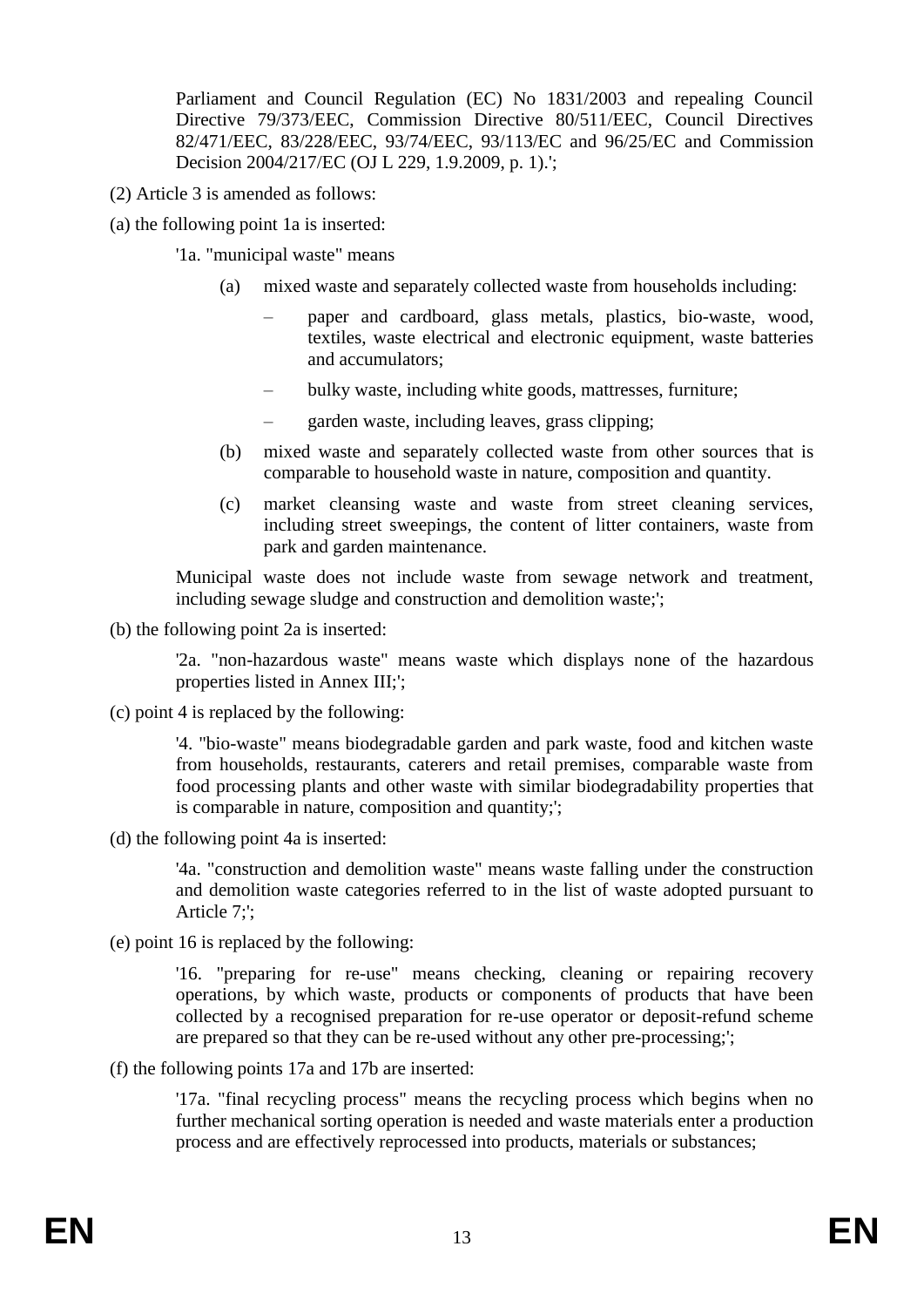Parliament and Council Regulation (EC) No 1831/2003 and repealing Council Directive 79/373/EEC, Commission Directive 80/511/EEC, Council Directives 82/471/EEC, 83/228/EEC, 93/74/EEC, 93/113/EC and 96/25/EC and Commission Decision 2004/217/EC (OJ L 229, 1.9.2009, p. 1).';

(2) Article 3 is amended as follows:

(a) the following point 1a is inserted:

'1a. "municipal waste" means

(a) mixed waste and separately collected waste from households including:

– paper and cardboard, glass metals, plastics, bio-waste, wood, textiles, waste electrical and electronic equipment, waste batteries and accumulators;

– bulky waste, including white goods, mattresses, furniture;

– garden waste, including leaves, grass clipping;

(b) mixed waste and separately collected waste from other sources that is comparable to household waste in nature, composition and quantity.

(c) market cleansing waste and waste from street cleaning services, including street sweepings, the content of litter containers, waste from park and garden maintenance.

Municipal waste does not include waste from sewage network and treatment, including sewage sludge and construction and demolition waste;';

(b) the following point 2a is inserted:

'2a. "non-hazardous waste" means waste which displays none of the hazardous properties listed in Annex III;';

(c) point 4 is replaced by the following:

'4. "bio-waste" means biodegradable garden and park waste, food and kitchen waste from households, restaurants, caterers and retail premises, comparable waste from food processing plants and other waste with similar biodegradability properties that is comparable in nature, composition and quantity;';

(d) the following point 4a is inserted:

'4a. "construction and demolition waste" means waste falling under the construction and demolition waste categories referred to in the list of waste adopted pursuant to Article 7;';

(e) point 16 is replaced by the following:

'16. "preparing for re-use" means checking, cleaning or repairing recovery operations, by which waste, products or components of products that have been collected by a recognised preparation for re-use operator or deposit-refund scheme are prepared so that they can be re-used without any other pre-processing;';

(f) the following points 17a and 17b are inserted:

'17a. "final recycling process" means the recycling process which begins when no further mechanical sorting operation is needed and waste materials enter a production process and are effectively reprocessed into products, materials or substances;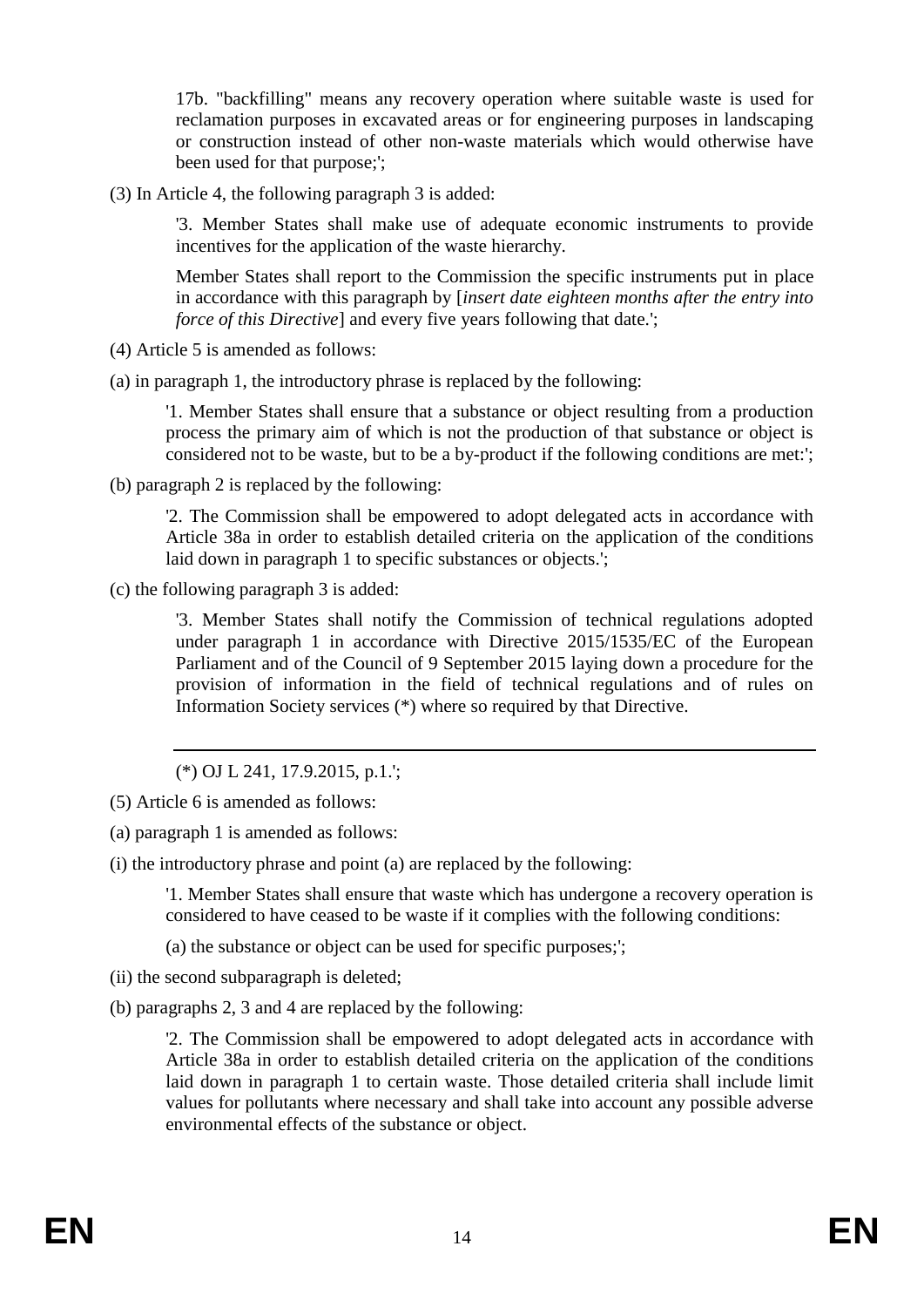17b. "backfilling" means any recovery operation where suitable waste is used for reclamation purposes in excavated areas or for engineering purposes in landscaping or construction instead of other non-waste materials which would otherwise have been used for that purpose;';

(3) In Article 4, the following paragraph 3 is added:

'3. Member States shall make use of adequate economic instruments to provide incentives for the application of the waste hierarchy.

Member States shall report to the Commission the specific instruments put in place in accordance with this paragraph by [*insert date eighteen months after the entry into force of this Directive*] and every five years following that date.';

(4) Article 5 is amended as follows:

(a) in paragraph 1, the introductory phrase is replaced by the following:

'1. Member States shall ensure that a substance or object resulting from a production process the primary aim of which is not the production of that substance or object is considered not to be waste, but to be a by-product if the following conditions are met:';

(b) paragraph 2 is replaced by the following:

'2. The Commission shall be empowered to adopt delegated acts in accordance with Article 38a in order to establish detailed criteria on the application of the conditions laid down in paragraph 1 to specific substances or objects.';

(c) the following paragraph 3 is added:

'3. Member States shall notify the Commission of technical regulations adopted under paragraph 1 in accordance with Directive 2015/1535/EC of the European Parliament and of the Council of 9 September 2015 laying down a procedure for the provision of information in the field of technical regulations and of rules on Information Society services (*) where so required by that Directive.

---

(*) OJ L 241, 17.9.2015, p.1.';

(5) Article 6 is amended as follows:

(a) paragraph 1 is amended as follows:

(i) the introductory phrase and point (a) are replaced by the following:

'1. Member States shall ensure that waste which has undergone a recovery operation is considered to have ceased to be waste if it complies with the following conditions:

(a) the substance or object can be used for specific purposes;';

(ii) the second subparagraph is deleted;

(b) paragraphs 2, 3 and 4 are replaced by the following:

'2. The Commission shall be empowered to adopt delegated acts in accordance with Article 38a in order to establish detailed criteria on the application of the conditions laid down in paragraph 1 to certain waste. Those detailed criteria shall include limit values for pollutants where necessary and shall take into account any possible adverse environmental effects of the substance or object.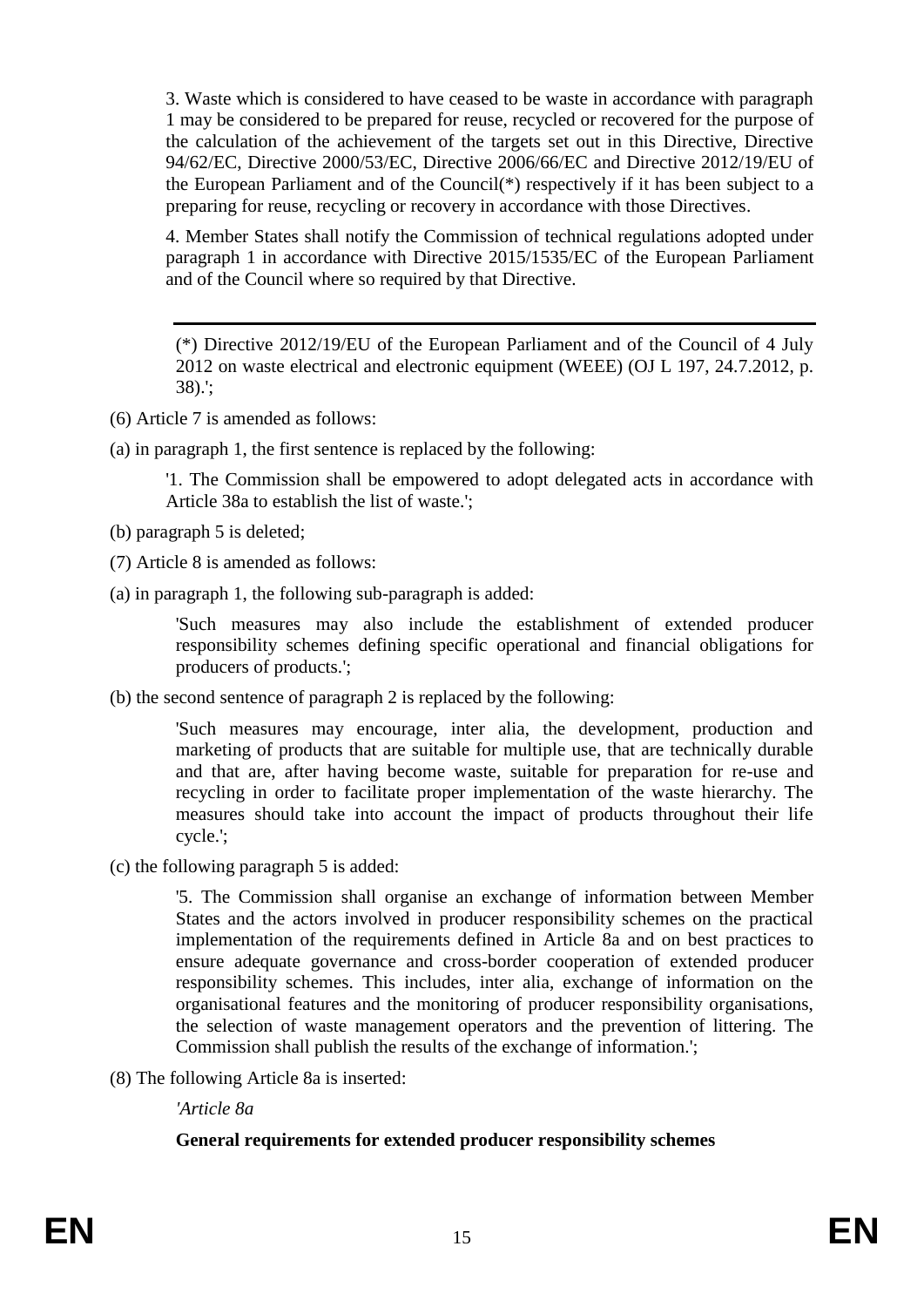3. Waste which is considered to have ceased to be waste in accordance with paragraph 1 may be considered to be prepared for reuse, recycled or recovered for the purpose of the calculation of the achievement of the targets set out in this Directive, Directive 94/62/EC, Directive 2000/53/EC, Directive 2006/66/EC and Directive 2012/19/EU of the European Parliament and of the Council(*) respectively if it has been subject to a preparing for reuse, recycling or recovery in accordance with those Directives.

4. Member States shall notify the Commission of technical regulations adopted under paragraph 1 in accordance with Directive 2015/1535/EC of the European Parliament and of the Council where so required by that Directive.

---

(*) Directive 2012/19/EU of the European Parliament and of the Council of 4 July 2012 on waste electrical and electronic equipment (WEEE) (OJ L 197, 24.7.2012, p. 38).';

(6) Article 7 is amended as follows:

(a) in paragraph 1, the first sentence is replaced by the following:

> '1. The Commission shall be empowered to adopt delegated acts in accordance with Article 38a to establish the list of waste.';

(b) paragraph 5 is deleted;

(7) Article 8 is amended as follows:

(a) in paragraph 1, the following sub-paragraph is added:

> 'Such measures may also include the establishment of extended producer responsibility schemes defining specific operational and financial obligations for producers of products.';

(b) the second sentence of paragraph 2 is replaced by the following:

> 'Such measures may encourage, inter alia, the development, production and marketing of products that are suitable for multiple use, that are technically durable and that are, after having become waste, suitable for preparation for re-use and recycling in order to facilitate proper implementation of the waste hierarchy. The measures should take into account the impact of products throughout their life cycle.';

(c) the following paragraph 5 is added:

> '5. The Commission shall organise an exchange of information between Member States and the actors involved in producer responsibility schemes on the practical implementation of the requirements defined in Article 8a and on best practices to ensure adequate governance and cross-border cooperation of extended producer responsibility schemes. This includes, inter alia, exchange of information on the organisational features and the monitoring of producer responsibility organisations, the selection of waste management operators and the prevention of littering. The Commission shall publish the results of the exchange of information.';

(8) The following Article 8a is inserted:

> *'Article 8a*
>
> **General requirements for extended producer responsibility schemes**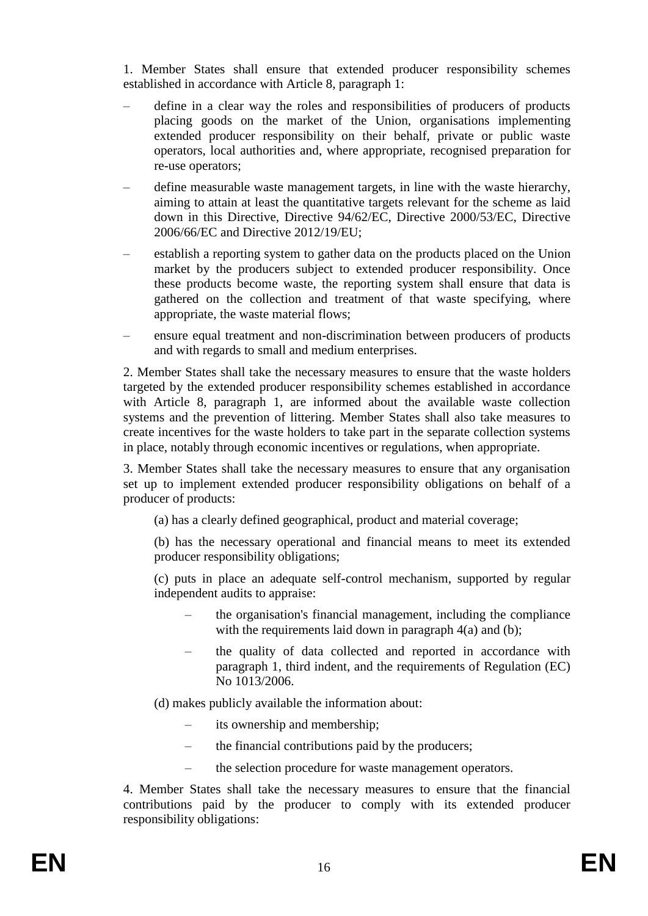1. Member States shall ensure that extended producer responsibility schemes established in accordance with Article 8, paragraph 1:

- define in a clear way the roles and responsibilities of producers of products placing goods on the market of the Union, organisations implementing extended producer responsibility on their behalf, private or public waste operators, local authorities and, where appropriate, recognised preparation for re-use operators;
- define measurable waste management targets, in line with the waste hierarchy, aiming to attain at least the quantitative targets relevant for the scheme as laid down in this Directive, Directive 94/62/EC, Directive 2000/53/EC, Directive 2006/66/EC and Directive 2012/19/EU;
- establish a reporting system to gather data on the products placed on the Union market by the producers subject to extended producer responsibility. Once these products become waste, the reporting system shall ensure that data is gathered on the collection and treatment of that waste specifying, where appropriate, the waste material flows;
- ensure equal treatment and non-discrimination between producers of products and with regards to small and medium enterprises.

2. Member States shall take the necessary measures to ensure that the waste holders targeted by the extended producer responsibility schemes established in accordance with Article 8, paragraph 1, are informed about the available waste collection systems and the prevention of littering. Member States shall also take measures to create incentives for the waste holders to take part in the separate collection systems in place, notably through economic incentives or regulations, when appropriate.

3. Member States shall take the necessary measures to ensure that any organisation set up to implement extended producer responsibility obligations on behalf of a producer of products:

(a) has a clearly defined geographical, product and material coverage;

(b) has the necessary operational and financial means to meet its extended producer responsibility obligations;

(c) puts in place an adequate self-control mechanism, supported by regular independent audits to appraise:

- the organisation's financial management, including the compliance with the requirements laid down in paragraph 4(a) and (b);
- the quality of data collected and reported in accordance with paragraph 1, third indent, and the requirements of Regulation (EC) No 1013/2006.

(d) makes publicly available the information about:

- its ownership and membership;
- the financial contributions paid by the producers;
- the selection procedure for waste management operators.

4. Member States shall take the necessary measures to ensure that the financial contributions paid by the producer to comply with its extended producer responsibility obligations: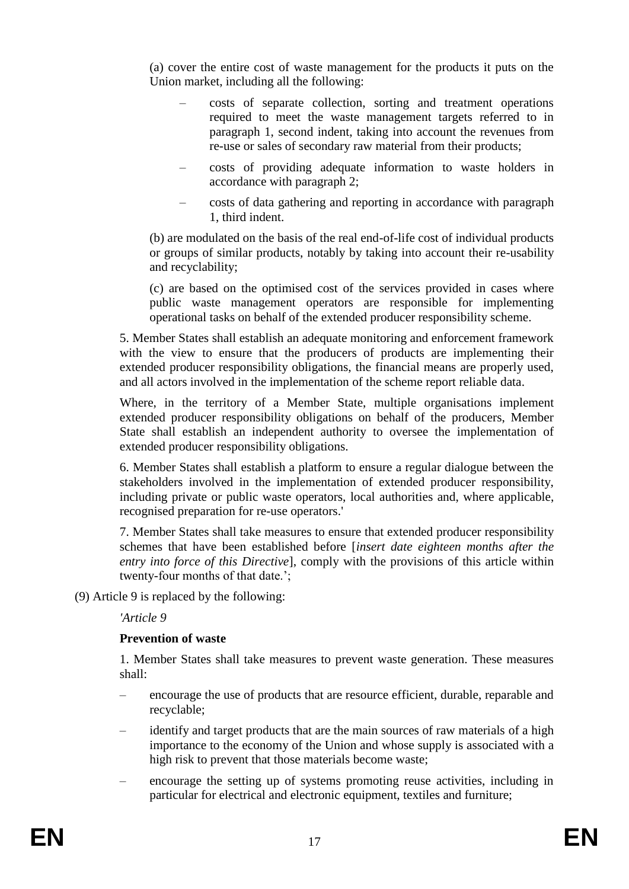(a) cover the entire cost of waste management for the products it puts on the Union market, including all the following:

- costs of separate collection, sorting and treatment operations required to meet the waste management targets referred to in paragraph 1, second indent, taking into account the revenues from re-use or sales of secondary raw material from their products;
- costs of providing adequate information to waste holders in accordance with paragraph 2;
- costs of data gathering and reporting in accordance with paragraph 1, third indent.

(b) are modulated on the basis of the real end-of-life cost of individual products or groups of similar products, notably by taking into account their re-usability and recyclability;

(c) are based on the optimised cost of the services provided in cases where public waste management operators are responsible for implementing operational tasks on behalf of the extended producer responsibility scheme.

5. Member States shall establish an adequate monitoring and enforcement framework with the view to ensure that the producers of products are implementing their extended producer responsibility obligations, the financial means are properly used, and all actors involved in the implementation of the scheme report reliable data.

Where, in the territory of a Member State, multiple organisations implement extended producer responsibility obligations on behalf of the producers, Member State shall establish an independent authority to oversee the implementation of extended producer responsibility obligations.

6. Member States shall establish a platform to ensure a regular dialogue between the stakeholders involved in the implementation of extended producer responsibility, including private or public waste operators, local authorities and, where applicable, recognised preparation for re-use operators.'

7. Member States shall take measures to ensure that extended producer responsibility schemes that have been established before [*insert date eighteen months after the entry into force of this Directive*], comply with the provisions of this article within twenty-four months of that date.';

(9) Article 9 is replaced by the following:

*'Article 9*

**Prevention of waste**

1. Member States shall take measures to prevent waste generation. These measures shall:

- encourage the use of products that are resource efficient, durable, reparable and recyclable;
- identify and target products that are the main sources of raw materials of a high importance to the economy of the Union and whose supply is associated with a high risk to prevent that those materials become waste;
- encourage the setting up of systems promoting reuse activities, including in particular for electrical and electronic equipment, textiles and furniture;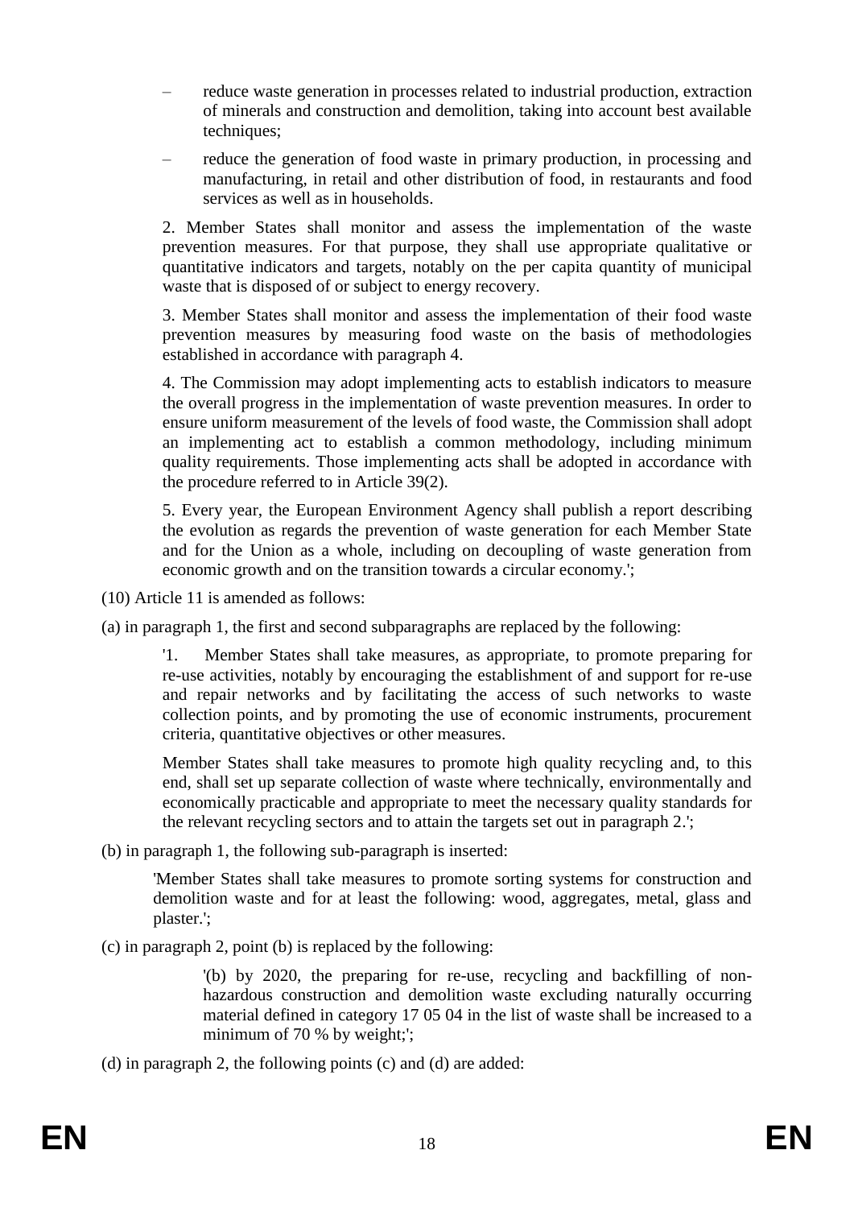- reduce waste generation in processes related to industrial production, extraction of minerals and construction and demolition, taking into account best available techniques;
- reduce the generation of food waste in primary production, in processing and manufacturing, in retail and other distribution of food, in restaurants and food services as well as in households.

2. Member States shall monitor and assess the implementation of the waste prevention measures. For that purpose, they shall use appropriate qualitative or quantitative indicators and targets, notably on the per capita quantity of municipal waste that is disposed of or subject to energy recovery.

3. Member States shall monitor and assess the implementation of their food waste prevention measures by measuring food waste on the basis of methodologies established in accordance with paragraph 4.

4. The Commission may adopt implementing acts to establish indicators to measure the overall progress in the implementation of waste prevention measures. In order to ensure uniform measurement of the levels of food waste, the Commission shall adopt an implementing act to establish a common methodology, including minimum quality requirements. Those implementing acts shall be adopted in accordance with the procedure referred to in Article 39(2).

5. Every year, the European Environment Agency shall publish a report describing the evolution as regards the prevention of waste generation for each Member State and for the Union as a whole, including on decoupling of waste generation from economic growth and on the transition towards a circular economy.';

(10) Article 11 is amended as follows:

(a) in paragraph 1, the first and second subparagraphs are replaced by the following:

> '1. Member States shall take measures, as appropriate, to promote preparing for re-use activities, notably by encouraging the establishment of and support for re-use and repair networks and by facilitating the access of such networks to waste collection points, and by promoting the use of economic instruments, procurement criteria, quantitative objectives or other measures.
>
> Member States shall take measures to promote high quality recycling and, to this end, shall set up separate collection of waste where technically, environmentally and economically practicable and appropriate to meet the necessary quality standards for the relevant recycling sectors and to attain the targets set out in paragraph 2.';

(b) in paragraph 1, the following sub-paragraph is inserted:

> 'Member States shall take measures to promote sorting systems for construction and demolition waste and for at least the following: wood, aggregates, metal, glass and plaster.';

(c) in paragraph 2, point (b) is replaced by the following:

> '(b) by 2020, the preparing for re-use, recycling and backfilling of non-hazardous construction and demolition waste excluding naturally occurring material defined in category 17 05 04 in the list of waste shall be increased to a minimum of 70 % by weight;';

(d) in paragraph 2, the following points (c) and (d) are added: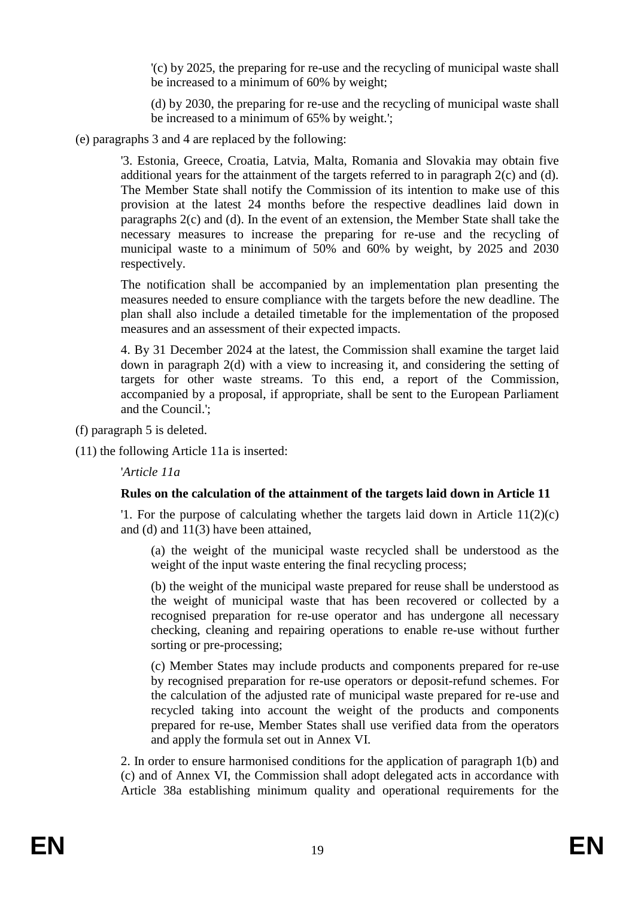'(c) by 2025, the preparing for re-use and the recycling of municipal waste shall be increased to a minimum of 60% by weight;

(d) by 2030, the preparing for re-use and the recycling of municipal waste shall be increased to a minimum of 65% by weight.';

(e) paragraphs 3 and 4 are replaced by the following:

'3. Estonia, Greece, Croatia, Latvia, Malta, Romania and Slovakia may obtain five additional years for the attainment of the targets referred to in paragraph 2(c) and (d). The Member State shall notify the Commission of its intention to make use of this provision at the latest 24 months before the respective deadlines laid down in paragraphs 2(c) and (d). In the event of an extension, the Member State shall take the necessary measures to increase the preparing for re-use and the recycling of municipal waste to a minimum of 50% and 60% by weight, by 2025 and 2030 respectively.

The notification shall be accompanied by an implementation plan presenting the measures needed to ensure compliance with the targets before the new deadline. The plan shall also include a detailed timetable for the implementation of the proposed measures and an assessment of their expected impacts.

4. By 31 December 2024 at the latest, the Commission shall examine the target laid down in paragraph 2(d) with a view to increasing it, and considering the setting of targets for other waste streams. To this end, a report of the Commission, accompanied by a proposal, if appropriate, shall be sent to the European Parliament and the Council.';

(f) paragraph 5 is deleted.

(11) the following Article 11a is inserted:

'*Article 11a*

**Rules on the calculation of the attainment of the targets laid down in Article 11**

'1. For the purpose of calculating whether the targets laid down in Article 11(2)(c) and (d) and 11(3) have been attained,

(a) the weight of the municipal waste recycled shall be understood as the weight of the input waste entering the final recycling process;

(b) the weight of the municipal waste prepared for reuse shall be understood as the weight of municipal waste that has been recovered or collected by a recognised preparation for re-use operator and has undergone all necessary checking, cleaning and repairing operations to enable re-use without further sorting or pre-processing;

(c) Member States may include products and components prepared for re-use by recognised preparation for re-use operators or deposit-refund schemes. For the calculation of the adjusted rate of municipal waste prepared for re-use and recycled taking into account the weight of the products and components prepared for re-use, Member States shall use verified data from the operators and apply the formula set out in Annex VI.

2. In order to ensure harmonised conditions for the application of paragraph 1(b) and (c) and of Annex VI, the Commission shall adopt delegated acts in accordance with Article 38a establishing minimum quality and operational requirements for the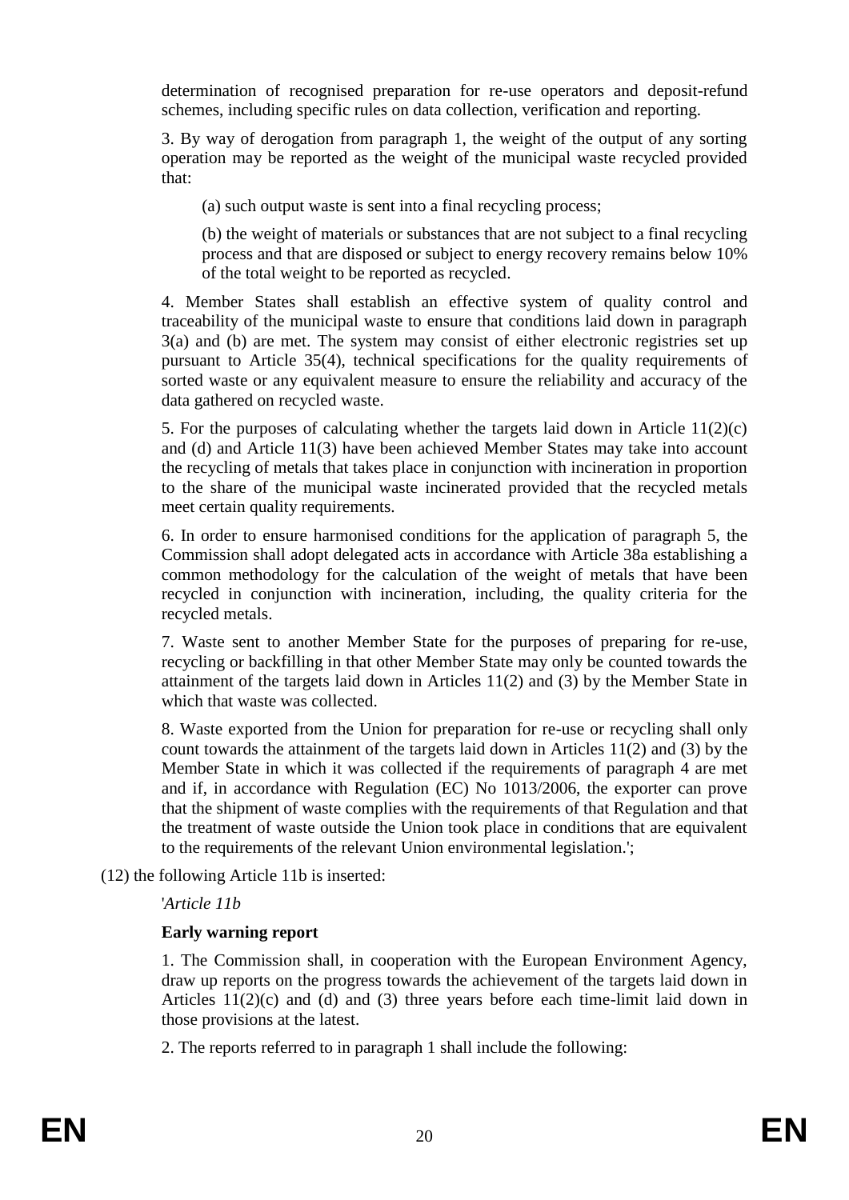determination of recognised preparation for re-use operators and deposit-refund schemes, including specific rules on data collection, verification and reporting.

3. By way of derogation from paragraph 1, the weight of the output of any sorting operation may be reported as the weight of the municipal waste recycled provided that:

(a) such output waste is sent into a final recycling process;

(b) the weight of materials or substances that are not subject to a final recycling process and that are disposed or subject to energy recovery remains below 10% of the total weight to be reported as recycled.

4. Member States shall establish an effective system of quality control and traceability of the municipal waste to ensure that conditions laid down in paragraph 3(a) and (b) are met. The system may consist of either electronic registries set up pursuant to Article 35(4), technical specifications for the quality requirements of sorted waste or any equivalent measure to ensure the reliability and accuracy of the data gathered on recycled waste.

5. For the purposes of calculating whether the targets laid down in Article 11(2)(c) and (d) and Article 11(3) have been achieved Member States may take into account the recycling of metals that takes place in conjunction with incineration in proportion to the share of the municipal waste incinerated provided that the recycled metals meet certain quality requirements.

6. In order to ensure harmonised conditions for the application of paragraph 5, the Commission shall adopt delegated acts in accordance with Article 38a establishing a common methodology for the calculation of the weight of metals that have been recycled in conjunction with incineration, including, the quality criteria for the recycled metals.

7. Waste sent to another Member State for the purposes of preparing for re-use, recycling or backfilling in that other Member State may only be counted towards the attainment of the targets laid down in Articles 11(2) and (3) by the Member State in which that waste was collected.

8. Waste exported from the Union for preparation for re-use or recycling shall only count towards the attainment of the targets laid down in Articles 11(2) and (3) by the Member State in which it was collected if the requirements of paragraph 4 are met and if, in accordance with Regulation (EC) No 1013/2006, the exporter can prove that the shipment of waste complies with the requirements of that Regulation and that the treatment of waste outside the Union took place in conditions that are equivalent to the requirements of the relevant Union environmental legislation.';

(12) the following Article 11b is inserted:

'*Article 11b*

**Early warning report**

1. The Commission shall, in cooperation with the European Environment Agency, draw up reports on the progress towards the achievement of the targets laid down in Articles 11(2)(c) and (d) and (3) three years before each time-limit laid down in those provisions at the latest.

2. The reports referred to in paragraph 1 shall include the following: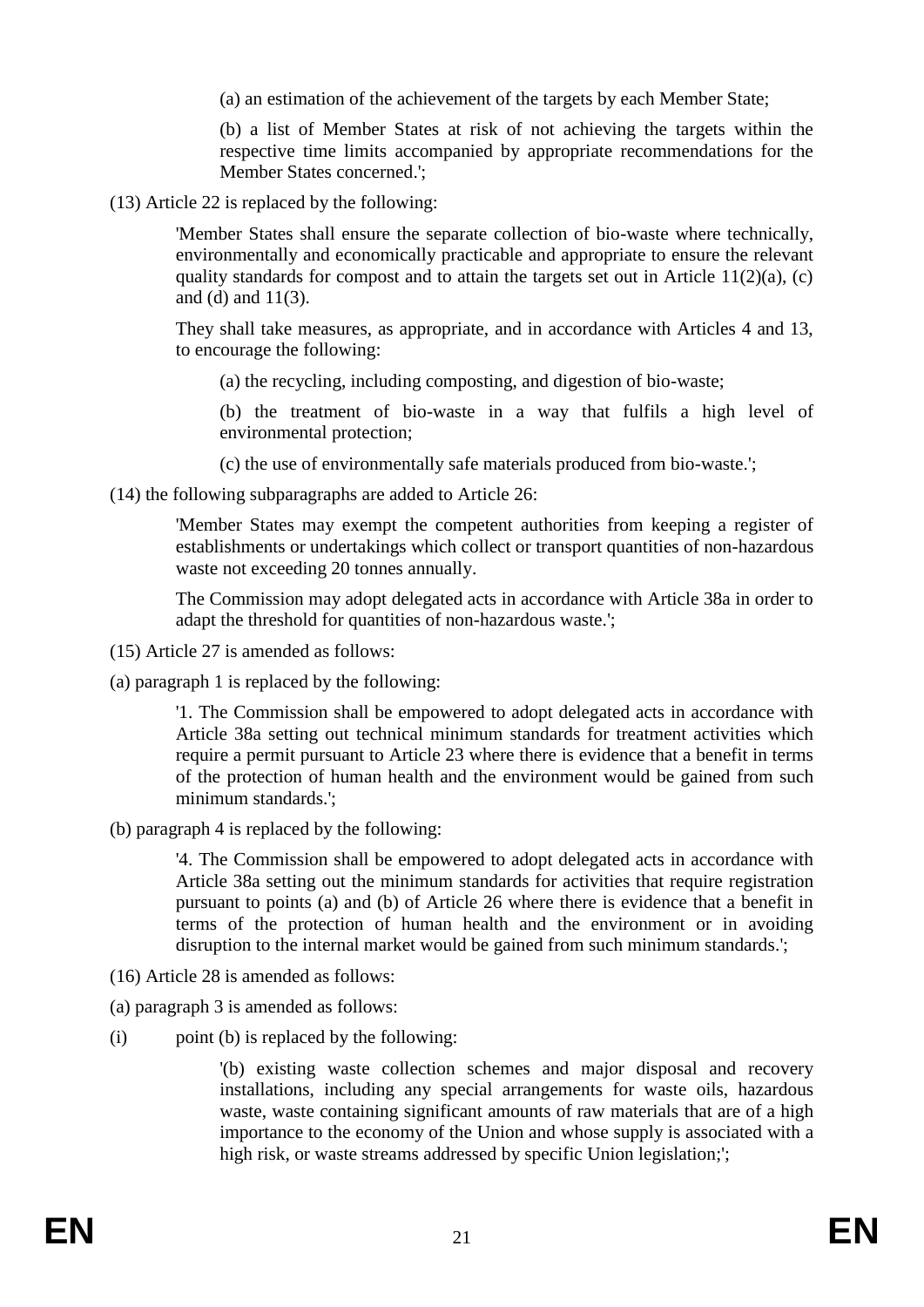(a) an estimation of the achievement of the targets by each Member State;

(b) a list of Member States at risk of not achieving the targets within the respective time limits accompanied by appropriate recommendations for the Member States concerned.';

(13) Article 22 is replaced by the following:

'Member States shall ensure the separate collection of bio-waste where technically, environmentally and economically practicable and appropriate to ensure the relevant quality standards for compost and to attain the targets set out in Article 11(2)(a), (c) and (d) and 11(3).

They shall take measures, as appropriate, and in accordance with Articles 4 and 13, to encourage the following:

(a) the recycling, including composting, and digestion of bio-waste;

(b) the treatment of bio-waste in a way that fulfils a high level of environmental protection;

(c) the use of environmentally safe materials produced from bio-waste.';

(14) the following subparagraphs are added to Article 26:

'Member States may exempt the competent authorities from keeping a register of establishments or undertakings which collect or transport quantities of non-hazardous waste not exceeding 20 tonnes annually.

The Commission may adopt delegated acts in accordance with Article 38a in order to adapt the threshold for quantities of non-hazardous waste.';

(15) Article 27 is amended as follows:

(a) paragraph 1 is replaced by the following:

'1. The Commission shall be empowered to adopt delegated acts in accordance with Article 38a setting out technical minimum standards for treatment activities which require a permit pursuant to Article 23 where there is evidence that a benefit in terms of the protection of human health and the environment would be gained from such minimum standards.';

(b) paragraph 4 is replaced by the following:

'4. The Commission shall be empowered to adopt delegated acts in accordance with Article 38a setting out the minimum standards for activities that require registration pursuant to points (a) and (b) of Article 26 where there is evidence that a benefit in terms of the protection of human health and the environment or in avoiding disruption to the internal market would be gained from such minimum standards.';

(16) Article 28 is amended as follows:

(a) paragraph 3 is amended as follows:

(i) point (b) is replaced by the following:

'(b) existing waste collection schemes and major disposal and recovery installations, including any special arrangements for waste oils, hazardous waste, waste containing significant amounts of raw materials that are of a high importance to the economy of the Union and whose supply is associated with a high risk, or waste streams addressed by specific Union legislation;';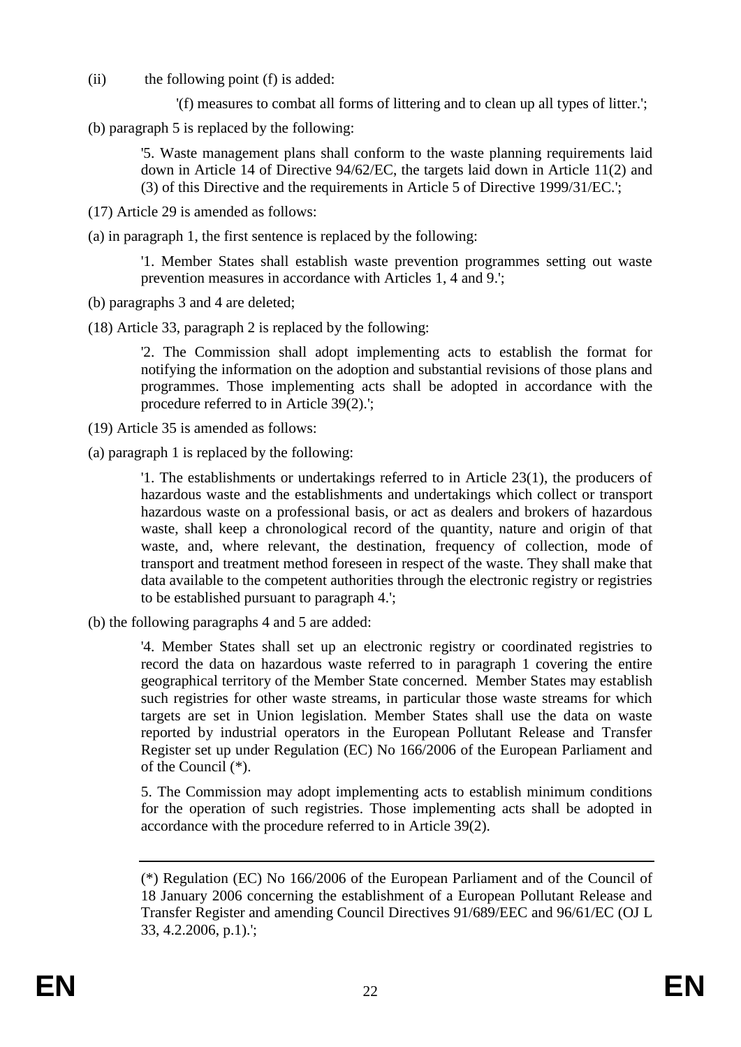(ii) the following point (f) is added:

> '(f) measures to combat all forms of littering and to clean up all types of litter.';

(b) paragraph 5 is replaced by the following:

> '5. Waste management plans shall conform to the waste planning requirements laid down in Article 14 of Directive 94/62/EC, the targets laid down in Article 11(2) and (3) of this Directive and the requirements in Article 5 of Directive 1999/31/EC.';

(17) Article 29 is amended as follows:

(a) in paragraph 1, the first sentence is replaced by the following:

> '1. Member States shall establish waste prevention programmes setting out waste prevention measures in accordance with Articles 1, 4 and 9.';

(b) paragraphs 3 and 4 are deleted;

(18) Article 33, paragraph 2 is replaced by the following:

> '2. The Commission shall adopt implementing acts to establish the format for notifying the information on the adoption and substantial revisions of those plans and programmes. Those implementing acts shall be adopted in accordance with the procedure referred to in Article 39(2).';

(19) Article 35 is amended as follows:

(a) paragraph 1 is replaced by the following:

> '1. The establishments or undertakings referred to in Article 23(1), the producers of hazardous waste and the establishments and undertakings which collect or transport hazardous waste on a professional basis, or act as dealers and brokers of hazardous waste, shall keep a chronological record of the quantity, nature and origin of that waste, and, where relevant, the destination, frequency of collection, mode of transport and treatment method foreseen in respect of the waste. They shall make that data available to the competent authorities through the electronic registry or registries to be established pursuant to paragraph 4.';

(b) the following paragraphs 4 and 5 are added:

> '4. Member States shall set up an electronic registry or coordinated registries to record the data on hazardous waste referred to in paragraph 1 covering the entire geographical territory of the Member State concerned. Member States may establish such registries for other waste streams, in particular those waste streams for which targets are set in Union legislation. Member States shall use the data on waste reported by industrial operators in the European Pollutant Release and Transfer Register set up under Regulation (EC) No 166/2006 of the European Parliament and of the Council (*).
>
> 5. The Commission may adopt implementing acts to establish minimum conditions for the operation of such registries. Those implementing acts shall be adopted in accordance with the procedure referred to in Article 39(2).
>
> ---
>
> (*) Regulation (EC) No 166/2006 of the European Parliament and of the Council of 18 January 2006 concerning the establishment of a European Pollutant Release and Transfer Register and amending Council Directives 91/689/EEC and 96/61/EC (OJ L 33, 4.2.2006, p.1).';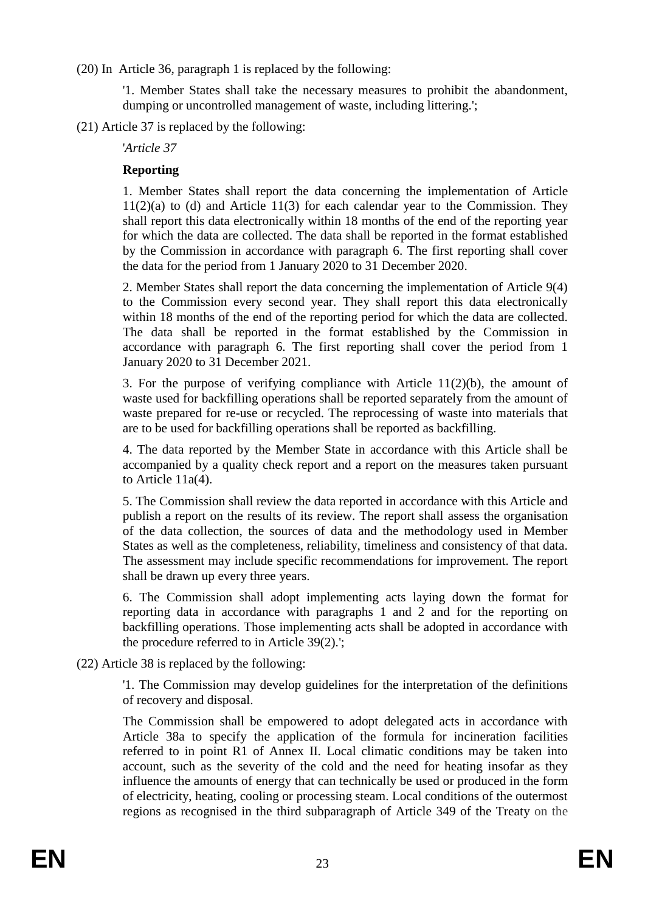(20) In Article 36, paragraph 1 is replaced by the following:

> '1. Member States shall take the necessary measures to prohibit the abandonment, dumping or uncontrolled management of waste, including littering.';

(21) Article 37 is replaced by the following:

> '*Article 37*
>
> **Reporting**
>
> 1. Member States shall report the data concerning the implementation of Article 11(2)(a) to (d) and Article 11(3) for each calendar year to the Commission. They shall report this data electronically within 18 months of the end of the reporting year for which the data are collected. The data shall be reported in the format established by the Commission in accordance with paragraph 6. The first reporting shall cover the data for the period from 1 January 2020 to 31 December 2020.
>
> 2. Member States shall report the data concerning the implementation of Article 9(4) to the Commission every second year. They shall report this data electronically within 18 months of the end of the reporting period for which the data are collected. The data shall be reported in the format established by the Commission in accordance with paragraph 6. The first reporting shall cover the period from 1 January 2020 to 31 December 2021.
>
> 3. For the purpose of verifying compliance with Article 11(2)(b), the amount of waste used for backfilling operations shall be reported separately from the amount of waste prepared for re-use or recycled. The reprocessing of waste into materials that are to be used for backfilling operations shall be reported as backfilling.
>
> 4. The data reported by the Member State in accordance with this Article shall be accompanied by a quality check report and a report on the measures taken pursuant to Article 11a(4).
>
> 5. The Commission shall review the data reported in accordance with this Article and publish a report on the results of its review. The report shall assess the organisation of the data collection, the sources of data and the methodology used in Member States as well as the completeness, reliability, timeliness and consistency of that data. The assessment may include specific recommendations for improvement. The report shall be drawn up every three years.
>
> 6. The Commission shall adopt implementing acts laying down the format for reporting data in accordance with paragraphs 1 and 2 and for the reporting on backfilling operations. Those implementing acts shall be adopted in accordance with the procedure referred to in Article 39(2).';

(22) Article 38 is replaced by the following:

> '1. The Commission may develop guidelines for the interpretation of the definitions of recovery and disposal.
>
> The Commission shall be empowered to adopt delegated acts in accordance with Article 38a to specify the application of the formula for incineration facilities referred to in point R1 of Annex II. Local climatic conditions may be taken into account, such as the severity of the cold and the need for heating insofar as they influence the amounts of energy that can technically be used or produced in the form of electricity, heating, cooling or processing steam. Local conditions of the outermost regions as recognised in the third subparagraph of Article 349 of the Treaty on the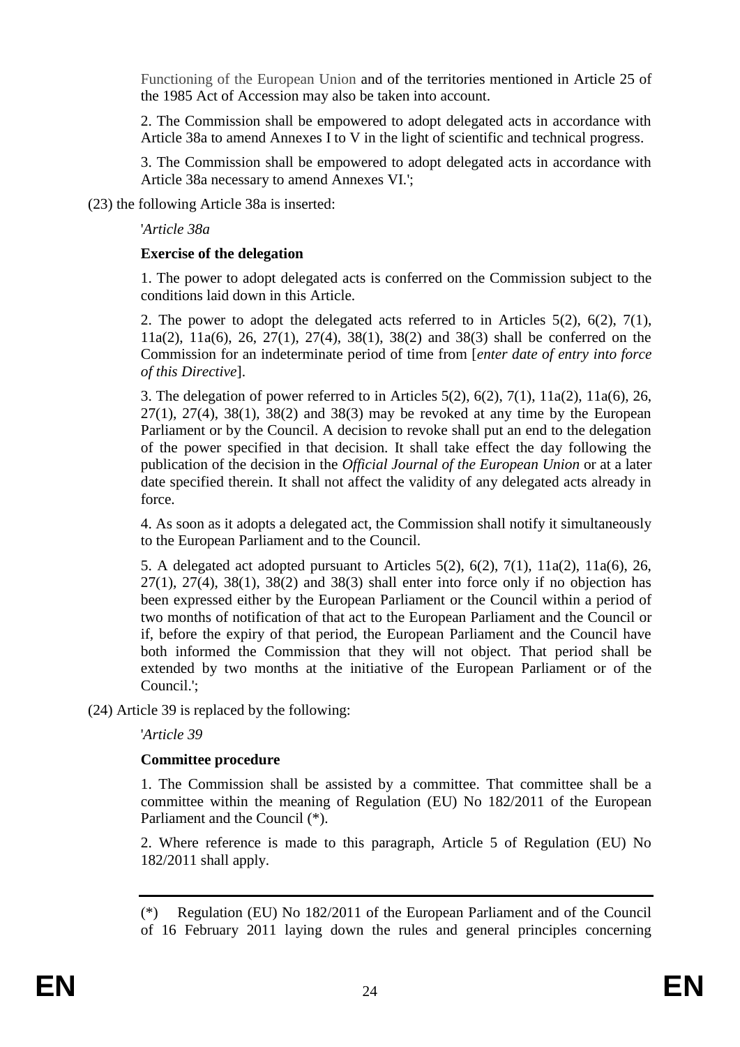Functioning of the European Union and of the territories mentioned in Article 25 of the 1985 Act of Accession may also be taken into account.

2. The Commission shall be empowered to adopt delegated acts in accordance with Article 38a to amend Annexes I to V in the light of scientific and technical progress.

3. The Commission shall be empowered to adopt delegated acts in accordance with Article 38a necessary to amend Annexes VI.';

(23) the following Article 38a is inserted:

'*Article 38a*

**Exercise of the delegation**

1. The power to adopt delegated acts is conferred on the Commission subject to the conditions laid down in this Article.

2. The power to adopt the delegated acts referred to in Articles 5(2), 6(2), 7(1), 11a(2), 11a(6), 26, 27(1), 27(4), 38(1), 38(2) and 38(3) shall be conferred on the Commission for an indeterminate period of time from [*enter date of entry into force of this Directive*].

3. The delegation of power referred to in Articles 5(2), 6(2), 7(1), 11a(2), 11a(6), 26, 27(1), 27(4), 38(1), 38(2) and 38(3) may be revoked at any time by the European Parliament or by the Council. A decision to revoke shall put an end to the delegation of the power specified in that decision. It shall take effect the day following the publication of the decision in the *Official Journal of the European Union* or at a later date specified therein. It shall not affect the validity of any delegated acts already in force.

4. As soon as it adopts a delegated act, the Commission shall notify it simultaneously to the European Parliament and to the Council.

5. A delegated act adopted pursuant to Articles 5(2), 6(2), 7(1), 11a(2), 11a(6), 26, 27(1), 27(4), 38(1), 38(2) and 38(3) shall enter into force only if no objection has been expressed either by the European Parliament or the Council within a period of two months of notification of that act to the European Parliament and the Council or if, before the expiry of that period, the European Parliament and the Council have both informed the Commission that they will not object. That period shall be extended by two months at the initiative of the European Parliament or of the Council.';

(24) Article 39 is replaced by the following:

'*Article 39*

**Committee procedure**

1. The Commission shall be assisted by a committee. That committee shall be a committee within the meaning of Regulation (EU) No 182/2011 of the European Parliament and the Council (*).

2. Where reference is made to this paragraph, Article 5 of Regulation (EU) No 182/2011 shall apply.

---

(*) Regulation (EU) No 182/2011 of the European Parliament and of the Council of 16 February 2011 laying down the rules and general principles concerning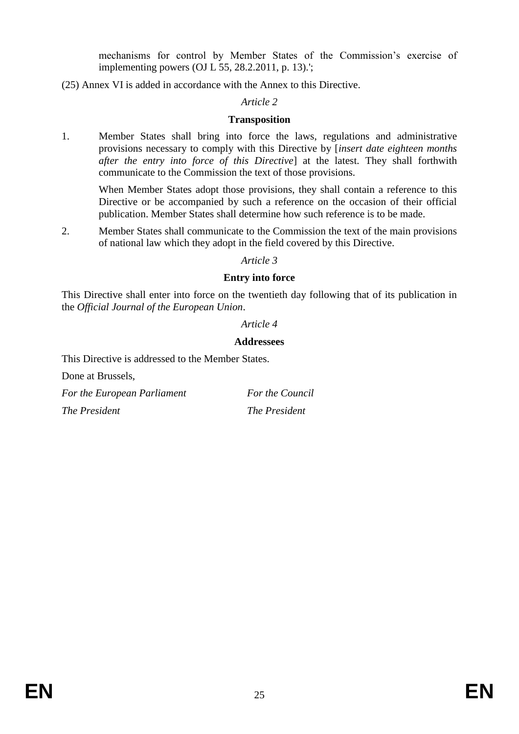mechanisms for control by Member States of the Commission's exercise of implementing powers (OJ L 55, 28.2.2011, p. 13).';

(25) Annex VI is added in accordance with the Annex to this Directive.

*Article 2*

**Transposition**

1. Member States shall bring into force the laws, regulations and administrative provisions necessary to comply with this Directive by [*insert date eighteen months after the entry into force of this Directive*] at the latest. They shall forthwith communicate to the Commission the text of those provisions.

   When Member States adopt those provisions, they shall contain a reference to this Directive or be accompanied by such a reference on the occasion of their official publication. Member States shall determine how such reference is to be made.

2. Member States shall communicate to the Commission the text of the main provisions of national law which they adopt in the field covered by this Directive.

*Article 3*

**Entry into force**

This Directive shall enter into force on the twentieth day following that of its publication in the *Official Journal of the European Union*.

*Article 4*

**Addressees**

This Directive is addressed to the Member States.

Done at Brussels,

*For the European Parliament* *For the Council*

*The President* *The President*